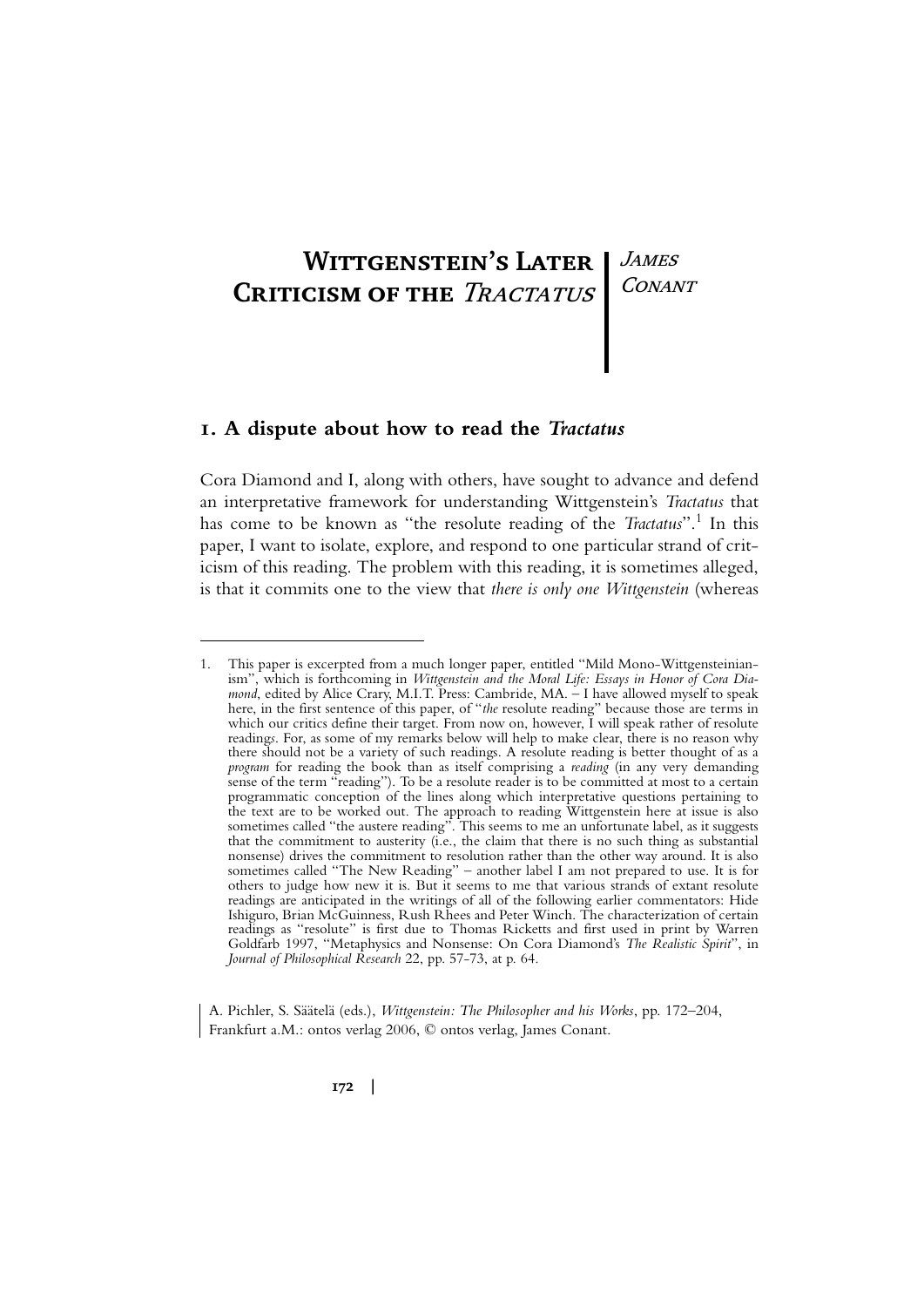# Wittgenstein's Later Criticism of the *Tractatus*

*James Conant*

## 1. A dispute about how to read the *Tractatus*

Cora Diamond and I, along with others, have sought to advance and defend an interpretative framework for understanding Wittgenstein's *Tractatus* that has come to be known as "the resolute reading of the *Tractatus*".[1] In this paper, I want to isolate, explore, and respond to one particular strand of criticism of this reading. The problem with this reading, it is sometimes alleged, is that it commits one to the view that *there is only one Wittgenstein* (whereas

1. This paper is excerpted from a much longer paper, entitled "Mild Mono-Wittgensteinianism", which is forthcoming in *Wittgenstein and the Moral Life: Essays in Honor of Cora Diamond*, edited by Alice Crary, M.I.T. Press: Cambridge, MA. – I have allowed myself to speak here, in the first sentence of this paper, of "*the* resolute reading" because those are terms in which our critics define their target. From now on, however, I will speak rather of resolute readings. For, as some of my remarks below will help to make clear, there is no reason why there should not be a variety of such readings. A resolute reading is better thought of as a *program* for reading the book than as itself comprising a *reading* (in any very demanding sense of the term "reading"). To be a resolute reader is to be committed at most to a certain programmatic conception of the lines along which interpretative questions pertaining to the text are to be worked out. The approach to reading Wittgenstein here at issue is also sometimes called "the austere reading". This seems to me an unfortunate label, as it suggests that the commitment to austerity (i.e., the claim that there is no such thing as substantial nonsense) drives the commitment to resolution rather than the other way around. It is also sometimes called "The New Reading" – another label I am not prepared to use. It is for others to judge how new it is. But it seems to me that various strands of extant resolute readings are anticipated in the writings of all of the following earlier commentators: Hide Ishiguro, Brian McGuinness, Rush Rhees and Peter Winch. The characterization of certain readings as "resolute" is first due to Thomas Ricketts and first used in print by Warren Goldfarb 1997, "Metaphysics and Nonsense: On Cora Diamond's *The Realistic Spirit*", in *Journal of Philosophical Research* 22, pp. 57-73, at p. 64.

A. Pichler, S. Säätelä (eds.), *Wittgenstein: The Philosopher and his Works*, pp. 172–204, Frankfurt a.M.: ontos verlag 2006, © ontos verlag, James Conant.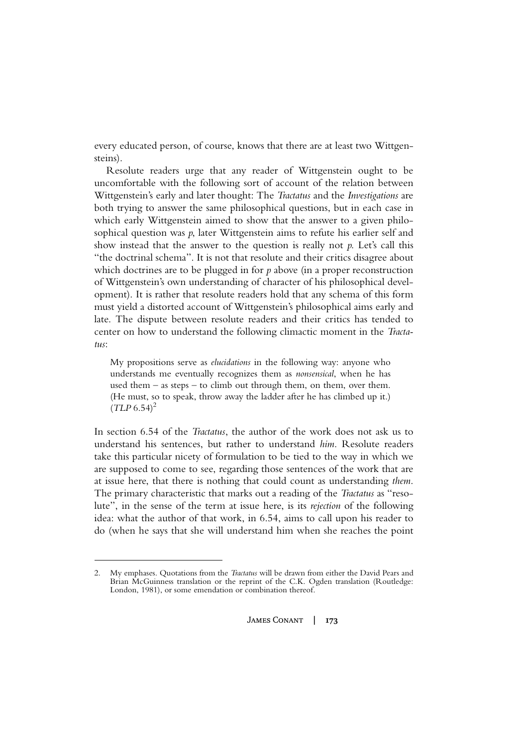every educated person, of course, knows that there are at least two Wittgensteins).

Resolute readers urge that any reader of Wittgenstein ought to be uncomfortable with the following sort of account of the relation between Wittgenstein's early and later thought: The *Tractatus* and the *Investigations* are both trying to answer the same philosophical questions, but in each case in which early Wittgenstein aimed to show that the answer to a given philosophical question was *p*, later Wittgenstein aims to refute his earlier self and show instead that the answer to the question is really not *p*. Let's call this "the doctrinal schema". It is not that resolute and their critics disagree about which doctrines are to be plugged in for *p* above (in a proper reconstruction of Wittgenstein's own understanding of character of his philosophical development). It is rather that resolute readers hold that any schema of this form must yield a distorted account of Wittgenstein's philosophical aims early and late. The dispute between resolute readers and their critics has tended to center on how to understand the following climactic moment in the *Tractatus*:

> My propositions serve as *elucidations* in the following way: anyone who understands me eventually recognizes them as *nonsensical*, when he has used them – as steps – to climb out through them, on them, over them. (He must, so to speak, throw away the ladder after he has climbed up it.) (*TLP* 6.54)[2]

In section 6.54 of the *Tractatus*, the author of the work does not ask us to understand his sentences, but rather to understand *him*. Resolute readers take this particular nicety of formulation to be tied to the way in which we are supposed to come to see, regarding those sentences of the work that are at issue here, that there is nothing that could count as understanding *them*. The primary characteristic that marks out a reading of the *Tractatus* as "resolute", in the sense of the term at issue here, is its *rejection* of the following idea: what the author of that work, in 6.54, aims to call upon his reader to do (when he says that she will understand him when she reaches the point

---

2. My emphases. Quotations from the *Tractatus* will be drawn from either the David Pears and Brian McGuinness translation or the reprint of the C.K. Ogden translation (Routledge: London, 1981), or some emendation or combination thereof.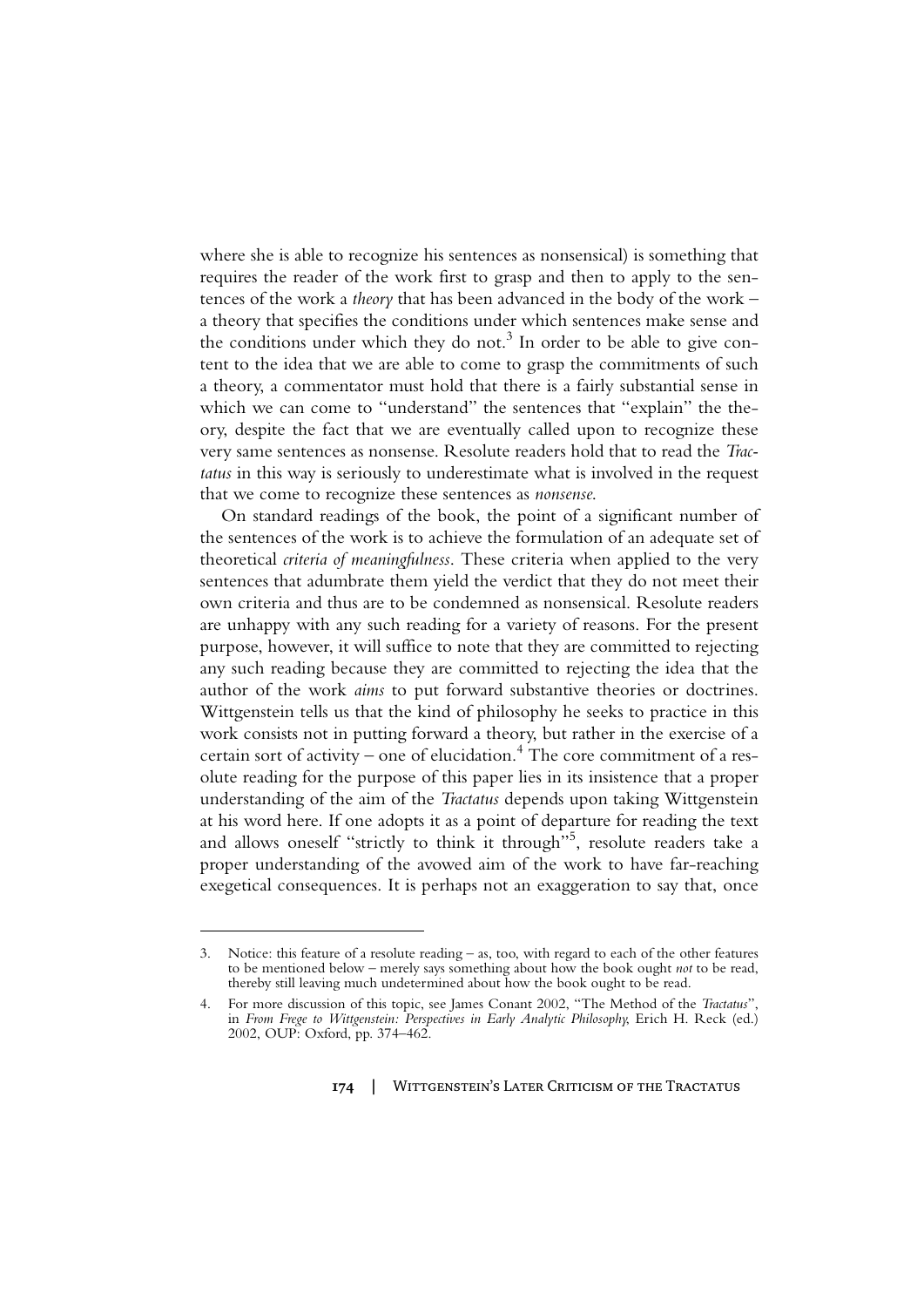where she is able to recognize his sentences as nonsensical) is something that requires the reader of the work first to grasp and then to apply to the sentences of the work a *theory* that has been advanced in the body of the work – a theory that specifies the conditions under which sentences make sense and the conditions under which they do not.[3] In order to be able to give content to the idea that we are able to come to grasp the commitments of such a theory, a commentator must hold that there is a fairly substantial sense in which we can come to "understand" the sentences that "explain" the theory, despite the fact that we are eventually called upon to recognize these very same sentences as nonsense. Resolute readers hold that to read the *Tractatus* in this way is seriously to underestimate what is involved in the request that we come to recognize these sentences as *nonsense*.

On standard readings of the book, the point of a significant number of the sentences of the work is to achieve the formulation of an adequate set of theoretical *criteria of meaningfulness*. These criteria when applied to the very sentences that adumbrate them yield the verdict that they do not meet their own criteria and thus are to be condemned as nonsensical. Resolute readers are unhappy with any such reading for a variety of reasons. For the present purpose, however, it will suffice to note that they are committed to rejecting any such reading because they are committed to rejecting the idea that the author of the work *aims* to put forward substantive theories or doctrines. Wittgenstein tells us that the kind of philosophy he seeks to practice in this work consists not in putting forward a theory, but rather in the exercise of a certain sort of activity – one of elucidation.[4] The core commitment of a resolute reading for the purpose of this paper lies in its insistence that a proper understanding of the aim of the *Tractatus* depends upon taking Wittgenstein at his word here. If one adopts it as a point of departure for reading the text and allows oneself "strictly to think it through"[5], resolute readers take a proper understanding of the avowed aim of the work to have far-reaching exegetical consequences. It is perhaps not an exaggeration to say that, once

---

3. Notice: this feature of a resolute reading – as, too, with regard to each of the other features to be mentioned below – merely says something about how the book ought *not* to be read, thereby still leaving much undetermined about how the book ought to be read.

4. For more discussion of this topic, see James Conant 2002, "The Method of the *Tractatus*", in *From Frege to Wittgenstein: Perspectives in Early Analytic Philosophy,* Erich H. Reck (ed.) 2002, OUP: Oxford, pp. 374–462.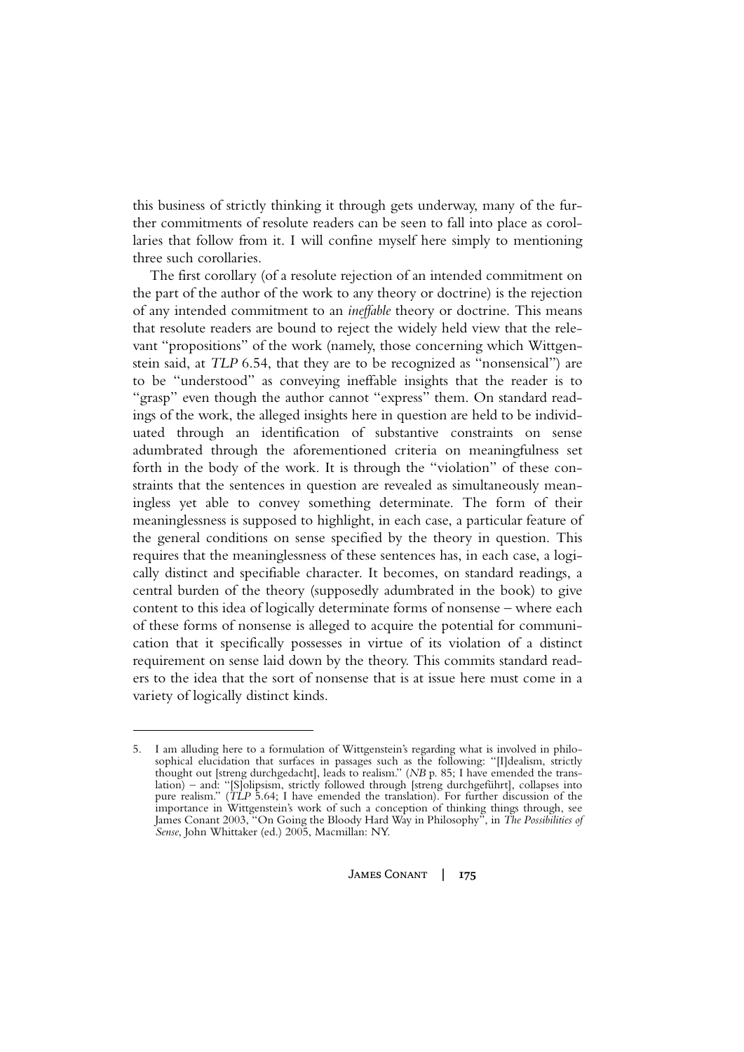this business of strictly thinking it through gets underway, many of the further commitments of resolute readers can be seen to fall into place as corollaries that follow from it. I will confine myself here simply to mentioning three such corollaries.

The first corollary (of a resolute rejection of an intended commitment on the part of the author of the work to any theory or doctrine) is the rejection of any intended commitment to an *ineffable* theory or doctrine. This means that resolute readers are bound to reject the widely held view that the relevant "propositions" of the work (namely, those concerning which Wittgenstein said, at *TLP* 6.54, that they are to be recognized as "nonsensical") are to be "understood" as conveying ineffable insights that the reader is to "grasp" even though the author cannot "express" them. On standard readings of the work, the alleged insights here in question are held to be individuated through an identification of substantive constraints on sense adumbrated through the aforementioned criteria on meaningfulness set forth in the body of the work. It is through the "violation" of these constraints that the sentences in question are revealed as simultaneously meaningless yet able to convey something determinate. The form of their meaninglessness is supposed to highlight, in each case, a particular feature of the general conditions on sense specified by the theory in question. This requires that the meaninglessness of these sentences has, in each case, a logically distinct and specifiable character. It becomes, on standard readings, a central burden of the theory (supposedly adumbrated in the book) to give content to this idea of logically determinate forms of nonsense – where each of these forms of nonsense is alleged to acquire the potential for communication that it specifically possesses in virtue of its violation of a distinct requirement on sense laid down by the theory. This commits standard readers to the idea that the sort of nonsense that is at issue here must come in a variety of logically distinct kinds.

---

5. I am alluding here to a formulation of Wittgenstein's regarding what is involved in philosophical elucidation that surfaces in passages such as the following: "[I]dealism, strictly thought out [streng durchgedacht], leads to realism." (*NB* p. 85; I have emended the translation) – and: "[S]olipsism, strictly followed through [streng durchgeführt], collapses into pure realism." (*TLP* 5.64; I have emended the translation). For further discussion of the importance in Wittgenstein's work of such a conception of thinking things through, see James Conant 2003, "On Going the Bloody Hard Way in Philosophy", in *The Possibilities of Sense*, John Whittaker (ed.) 2005, Macmillan: NY.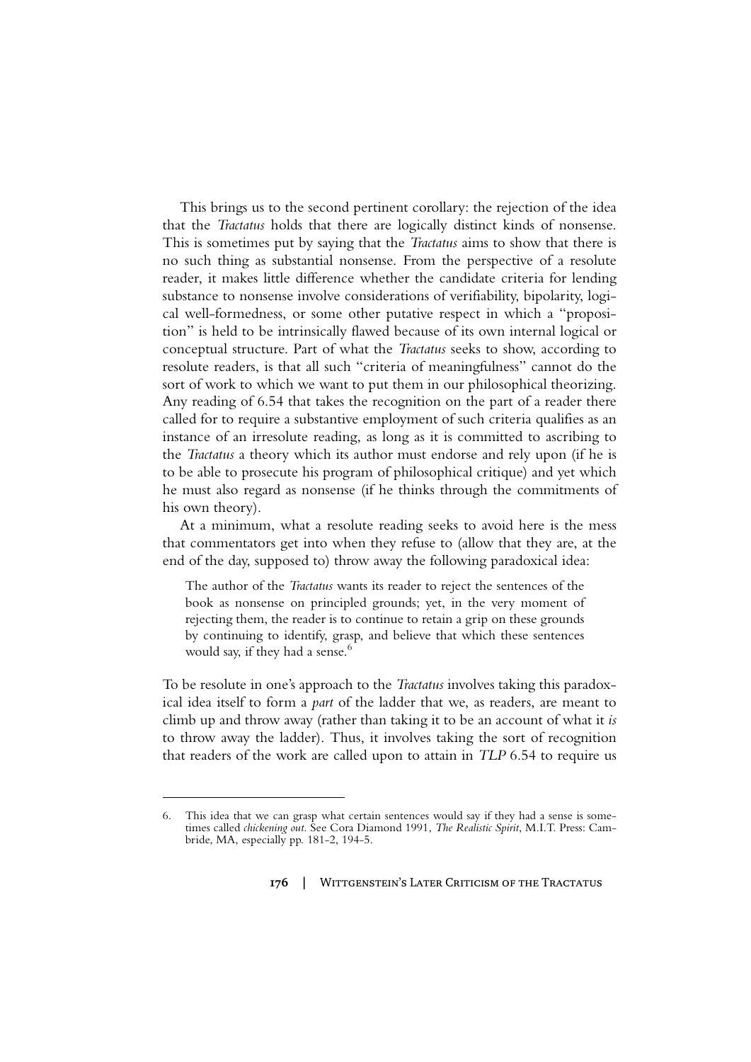This brings us to the second pertinent corollary: the rejection of the idea that the *Tractatus* holds that there are logically distinct kinds of nonsense. This is sometimes put by saying that the *Tractatus* aims to show that there is no such thing as substantial nonsense. From the perspective of a resolute reader, it makes little difference whether the candidate criteria for lending substance to nonsense involve considerations of verifiability, bipolarity, logical well-formedness, or some other putative respect in which a "proposition" is held to be intrinsically flawed because of its own internal logical or conceptual structure. Part of what the *Tractatus* seeks to show, according to resolute readers, is that all such "criteria of meaningfulness" cannot do the sort of work to which we want to put them in our philosophical theorizing. Any reading of 6.54 that takes the recognition on the part of a reader there called for to require a substantive employment of such criteria qualifies as an instance of an irresolute reading, as long as it is committed to ascribing to the *Tractatus* a theory which its author must endorse and rely upon (if he is to be able to prosecute his program of philosophical critique) and yet which he must also regard as nonsense (if he thinks through the commitments of his own theory).

At a minimum, what a resolute reading seeks to avoid here is the mess that commentators get into when they refuse to (allow that they are, at the end of the day, supposed to) throw away the following paradoxical idea:

> The author of the *Tractatus* wants its reader to reject the sentences of the book as nonsense on principled grounds; yet, in the very moment of rejecting them, the reader is to continue to retain a grip on these grounds by continuing to identify, grasp, and believe that which these sentences would say, if they had a sense.[6]

To be resolute in one's approach to the *Tractatus* involves taking this paradoxical idea itself to form a *part* of the ladder that we, as readers, are meant to climb up and throw away (rather than taking it to be an account of what it *is* to throw away the ladder). Thus, it involves taking the sort of recognition that readers of the work are called upon to attain in *TLP* 6.54 to require us

---

6. This idea that we can grasp what certain sentences would say if they had a sense is sometimes called *chickening out*. See Cora Diamond 1991, *The Realistic Spirit*, M.I.T. Press: Cambride, MA, especially pp. 181-2, 194-5.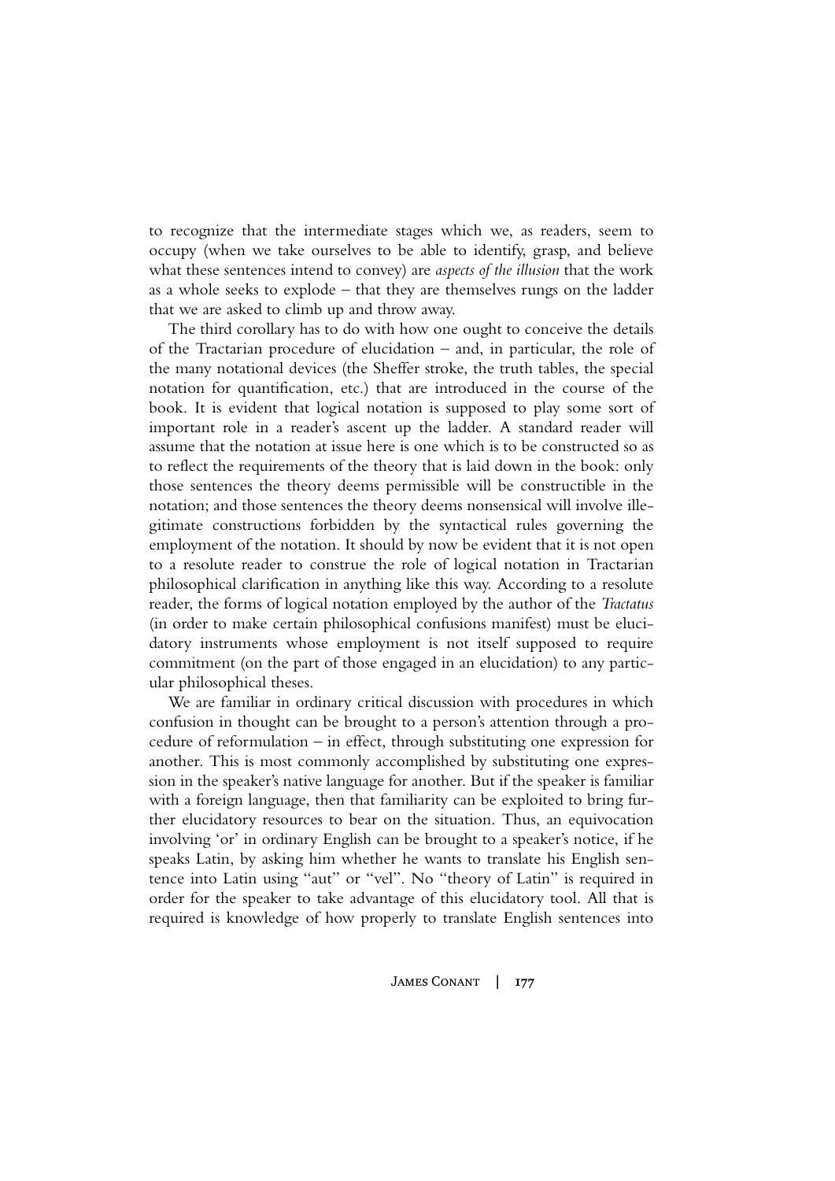to recognize that the intermediate stages which we, as readers, seem to occupy (when we take ourselves to be able to identify, grasp, and believe what these sentences intend to convey) are *aspects of the illusion* that the work as a whole seeks to explode – that they are themselves rungs on the ladder that we are asked to climb up and throw away.

The third corollary has to do with how one ought to conceive the details of the Tractarian procedure of elucidation – and, in particular, the role of the many notational devices (the Sheffer stroke, the truth tables, the special notation for quantification, etc.) that are introduced in the course of the book. It is evident that logical notation is supposed to play some sort of important role in a reader's ascent up the ladder. A standard reader will assume that the notation at issue here is one which is to be constructed so as to reflect the requirements of the theory that is laid down in the book: only those sentences the theory deems permissible will be constructible in the notation; and those sentences the theory deems nonsensical will involve illegitimate constructions forbidden by the syntactical rules governing the employment of the notation. It should by now be evident that it is not open to a resolute reader to construe the role of logical notation in Tractarian philosophical clarification in anything like this way. According to a resolute reader, the forms of logical notation employed by the author of the *Tractatus* (in order to make certain philosophical confusions manifest) must be elucidatory instruments whose employment is not itself supposed to require commitment (on the part of those engaged in an elucidation) to any particular philosophical theses.

We are familiar in ordinary critical discussion with procedures in which confusion in thought can be brought to a person's attention through a procedure of reformulation – in effect, through substituting one expression for another. This is most commonly accomplished by substituting one expression in the speaker's native language for another. But if the speaker is familiar with a foreign language, then that familiarity can be exploited to bring further elucidatory resources to bear on the situation. Thus, an equivocation involving 'or' in ordinary English can be brought to a speaker's notice, if he speaks Latin, by asking him whether he wants to translate his English sentence into Latin using "aut" or "vel". No "theory of Latin" is required in order for the speaker to take advantage of this elucidatory tool. All that is required is knowledge of how properly to translate English sentences into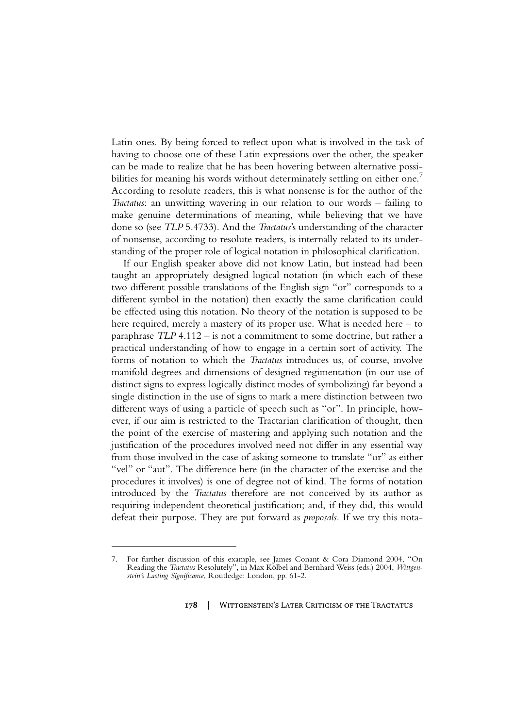Latin ones. By being forced to reflect upon what is involved in the task of having to choose one of these Latin expressions over the other, the speaker can be made to realize that he has been hovering between alternative possibilities for meaning his words without determinately settling on either one.[7] According to resolute readers, this is what nonsense is for the author of the *Tractatus*: an unwitting wavering in our relation to our words – failing to make genuine determinations of meaning, while believing that we have done so (see *TLP* 5.4733). And the *Tractatus*'s understanding of the character of nonsense, according to resolute readers, is internally related to its understanding of the proper role of logical notation in philosophical clarification.

If our English speaker above did not know Latin, but instead had been taught an appropriately designed logical notation (in which each of these two different possible translations of the English sign "or" corresponds to a different symbol in the notation) then exactly the same clarification could be effected using this notation. No theory of the notation is supposed to be here required, merely a mastery of its proper use. What is needed here – to paraphrase *TLP* 4.112 – is not a commitment to some doctrine, but rather a practical understanding of how to engage in a certain sort of activity. The forms of notation to which the *Tractatus* introduces us, of course, involve manifold degrees and dimensions of designed regimentation (in our use of distinct signs to express logically distinct modes of symbolizing) far beyond a single distinction in the use of signs to mark a mere distinction between two different ways of using a particle of speech such as "or". In principle, however, if our aim is restricted to the Tractarian clarification of thought, then the point of the exercise of mastering and applying such notation and the justification of the procedures involved need not differ in any essential way from those involved in the case of asking someone to translate "or" as either "vel" or "aut". The difference here (in the character of the exercise and the procedures it involves) is one of degree not of kind. The forms of notation introduced by the *Tractatus* therefore are not conceived by its author as requiring independent theoretical justification; and, if they did, this would defeat their purpose. They are put forward as *proposals*. If we try this nota-

---

7. For further discussion of this example, see James Conant & Cora Diamond 2004, "On Reading the *Tractatus* Resolutely", in Max Kölbel and Bernhard Weiss (eds.) 2004, *Wittgenstein's Lasting Significance*, Routledge: London, pp. 61-2.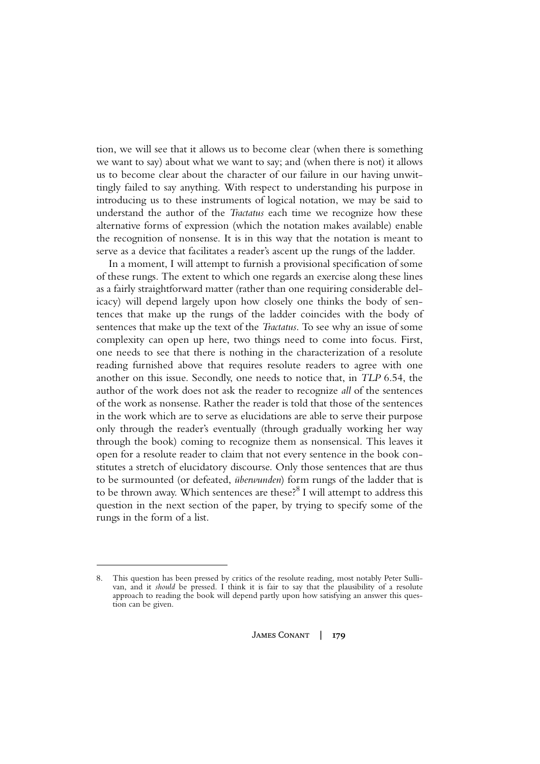tion, we will see that it allows us to become clear (when there is something we want to say) about what we want to say; and (when there is not) it allows us to become clear about the character of our failure in our having unwittingly failed to say anything. With respect to understanding his purpose in introducing us to these instruments of logical notation, we may be said to understand the author of the *Tractatus* each time we recognize how these alternative forms of expression (which the notation makes available) enable the recognition of nonsense. It is in this way that the notation is meant to serve as a device that facilitates a reader's ascent up the rungs of the ladder.

In a moment, I will attempt to furnish a provisional specification of some of these rungs. The extent to which one regards an exercise along these lines as a fairly straightforward matter (rather than one requiring considerable delicacy) will depend largely upon how closely one thinks the body of sentences that make up the rungs of the ladder coincides with the body of sentences that make up the text of the *Tractatus*. To see why an issue of some complexity can open up here, two things need to come into focus. First, one needs to see that there is nothing in the characterization of a resolute reading furnished above that requires resolute readers to agree with one another on this issue. Secondly, one needs to notice that, in *TLP* 6.54, the author of the work does not ask the reader to recognize *all* of the sentences of the work as nonsense. Rather the reader is told that those of the sentences in the work which are to serve as elucidations are able to serve their purpose only through the reader's eventually (through gradually working her way through the book) coming to recognize them as nonsensical. This leaves it open for a resolute reader to claim that not every sentence in the book constitutes a stretch of elucidatory discourse. Only those sentences that are thus to be surmounted (or defeated, *überwunden*) form rungs of the ladder that is to be thrown away. Which sentences are these?[8] I will attempt to address this question in the next section of the paper, by trying to specify some of the rungs in the form of a list.

---

8. This question has been pressed by critics of the resolute reading, most notably Peter Sullivan, and it *should* be pressed. I think it is fair to say that the plausibility of a resolute approach to reading the book will depend partly upon how satisfying an answer this question can be given.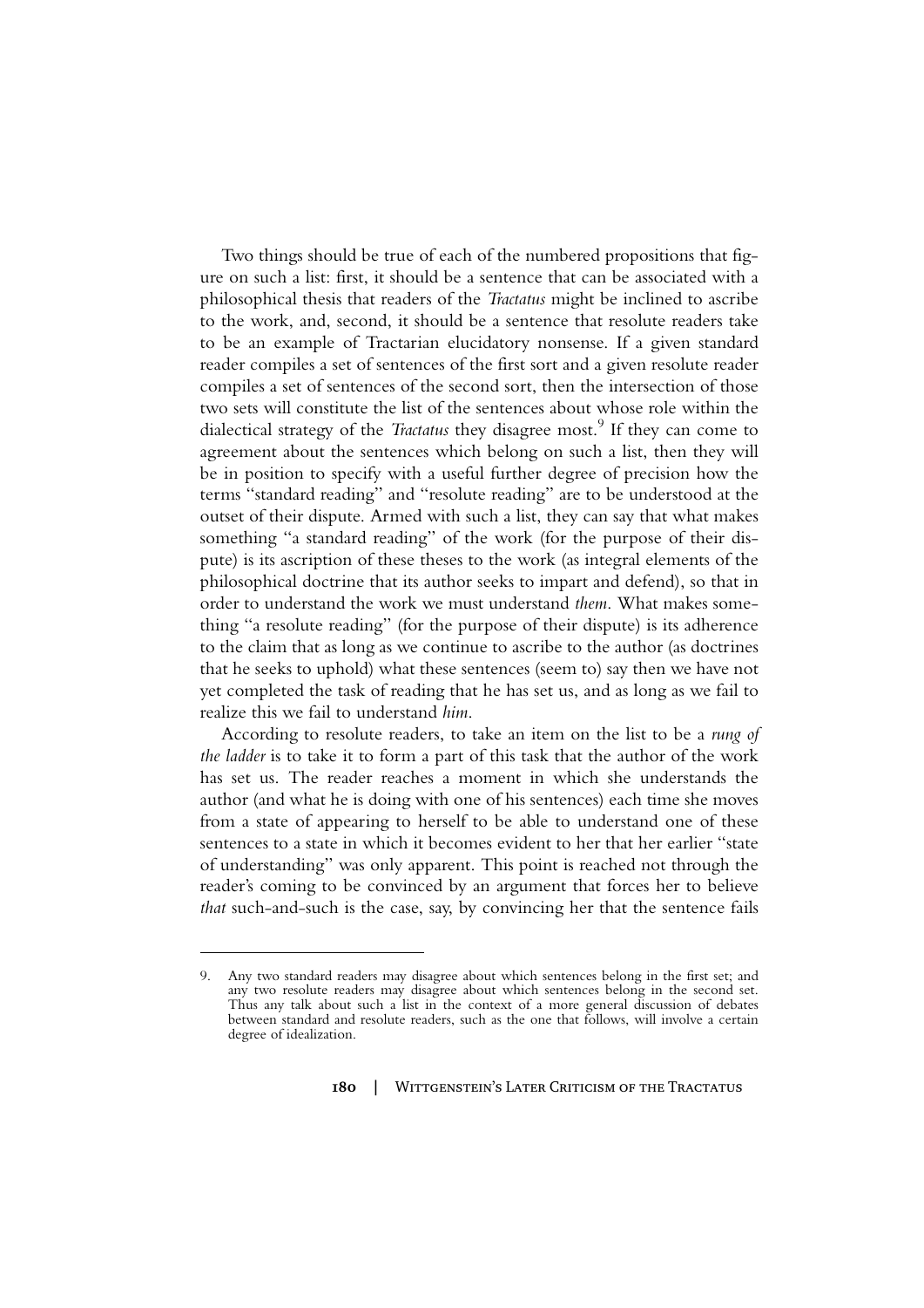Two things should be true of each of the numbered propositions that figure on such a list: first, it should be a sentence that can be associated with a philosophical thesis that readers of the *Tractatus* might be inclined to ascribe to the work, and, second, it should be a sentence that resolute readers take to be an example of Tractarian elucidatory nonsense. If a given standard reader compiles a set of sentences of the first sort and a given resolute reader compiles a set of sentences of the second sort, then the intersection of those two sets will constitute the list of the sentences about whose role within the dialectical strategy of the *Tractatus* they disagree most.[9] If they can come to agreement about the sentences which belong on such a list, then they will be in position to specify with a useful further degree of precision how the terms "standard reading" and "resolute reading" are to be understood at the outset of their dispute. Armed with such a list, they can say that what makes something "a standard reading" of the work (for the purpose of their dispute) is its ascription of these theses to the work (as integral elements of the philosophical doctrine that its author seeks to impart and defend), so that in order to understand the work we must understand *them*. What makes something "a resolute reading" (for the purpose of their dispute) is its adherence to the claim that as long as we continue to ascribe to the author (as doctrines that he seeks to uphold) what these sentences (seem to) say then we have not yet completed the task of reading that he has set us, and as long as we fail to realize this we fail to understand *him*.

According to resolute readers, to take an item on the list to be a *rung of the ladder* is to take it to form a part of this task that the author of the work has set us. The reader reaches a moment in which she understands the author (and what he is doing with one of his sentences) each time she moves from a state of appearing to herself to be able to understand one of these sentences to a state in which it becomes evident to her that her earlier "state of understanding" was only apparent. This point is reached not through the reader's coming to be convinced by an argument that forces her to believe *that* such-and-such is the case, say, by convincing her that the sentence fails

9. Any two standard readers may disagree about which sentences belong in the first set; and any two resolute readers may disagree about which sentences belong in the second set. Thus any talk about such a list in the context of a more general discussion of debates between standard and resolute readers, such as the one that follows, will involve a certain degree of idealization.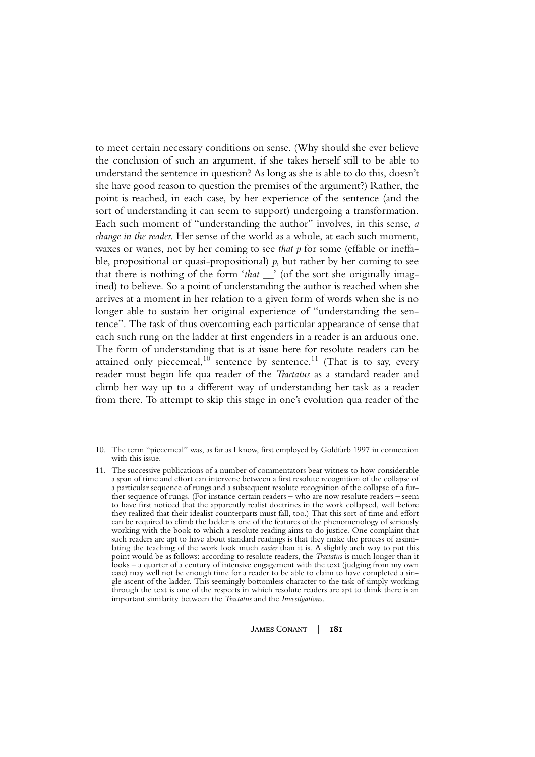to meet certain necessary conditions on sense. (Why should she ever believe the conclusion of such an argument, if she takes herself still to be able to understand the sentence in question? As long as she is able to do this, doesn't she have good reason to question the premises of the argument?) Rather, the point is reached, in each case, by her experience of the sentence (and the sort of understanding it can seem to support) undergoing a transformation. Each such moment of "understanding the author" involves, in this sense, *a change in the reader*. Her sense of the world as a whole, at each such moment, waxes or wanes, not by her coming to see *that p* for some (effable or ineffable, propositional or quasi-propositional) *p*, but rather by her coming to see that there is nothing of the form '*that* __' (of the sort she originally imagined) to believe. So a point of understanding the author is reached when she arrives at a moment in her relation to a given form of words when she is no longer able to sustain her original experience of "understanding the sentence". The task of thus overcoming each particular appearance of sense that each such rung on the ladder at first engenders in a reader is an arduous one. The form of understanding that is at issue here for resolute readers can be attained only piecemeal,[10] sentence by sentence.[11] (That is to say, every reader must begin life qua reader of the *Tractatus* as a standard reader and climb her way up to a different way of understanding her task as a reader from there. To attempt to skip this stage in one's evolution qua reader of the

---

10. The term "piecemeal" was, as far as I know, first employed by Goldfarb 1997 in connection with this issue.

11. The successive publications of a number of commentators bear witness to how considerable a span of time and effort can intervene between a first resolute recognition of the collapse of a particular sequence of rungs and a subsequent resolute recognition of the collapse of a further sequence of rungs. (For instance certain readers – who are now resolute readers – seem to have first noticed that the apparently realist doctrines in the work collapsed, well before they realized that their idealist counterparts must fall, too.) That this sort of time and effort can be required to climb the ladder is one of the features of the phenomenology of seriously working with the book to which a resolute reading aims to do justice. One complaint that such readers are apt to have about standard readings is that they make the process of assimilating the teaching of the work look much *easier* than it is. A slightly arch way to put this point would be as follows: according to resolute readers, the *Tractatus* is much longer than it looks – a quarter of a century of intensive engagement with the text (judging from my own case) may well not be enough time for a reader to be able to claim to have completed a single ascent of the ladder. This seemingly bottomless character to the task of simply working through the text is one of the respects in which resolute readers are apt to think there is an important similarity between the *Tractatus* and the *Investigations*.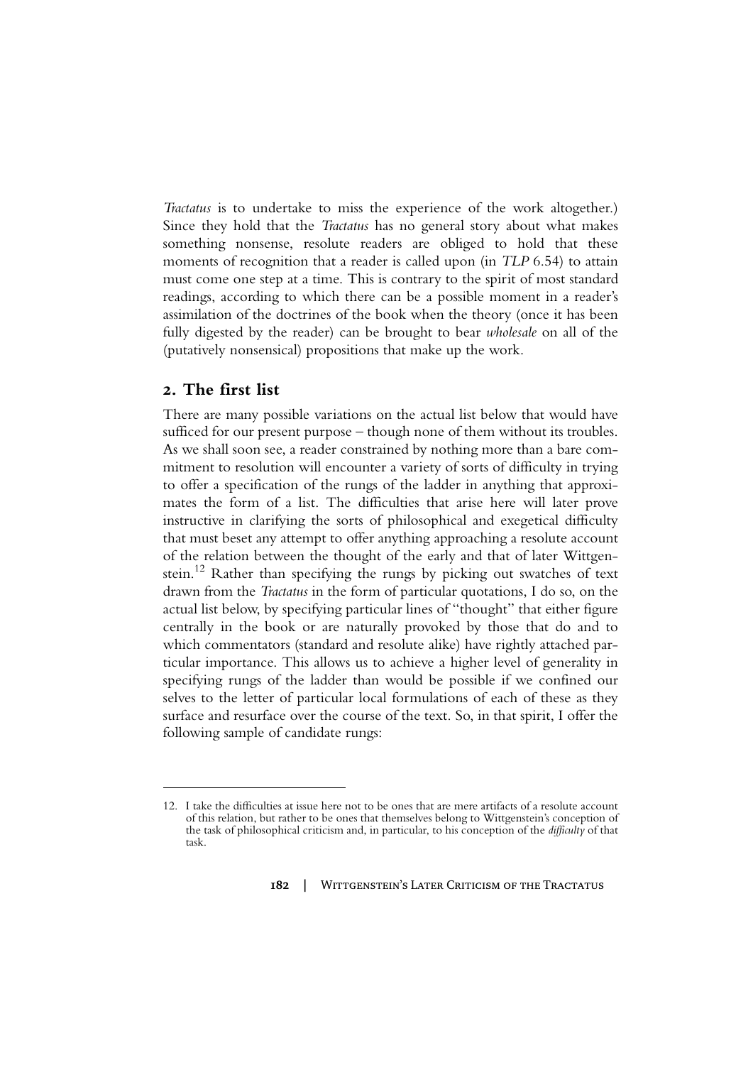*Tractatus* is to undertake to miss the experience of the work altogether.) Since they hold that the *Tractatus* has no general story about what makes something nonsense, resolute readers are obliged to hold that these moments of recognition that a reader is called upon (in *TLP* 6.54) to attain must come one step at a time. This is contrary to the spirit of most standard readings, according to which there can be a possible moment in a reader's assimilation of the doctrines of the book when the theory (once it has been fully digested by the reader) can be brought to bear *wholesale* on all of the (putatively nonsensical) propositions that make up the work.

## 2. The first list

There are many possible variations on the actual list below that would have sufficed for our present purpose – though none of them without its troubles. As we shall soon see, a reader constrained by nothing more than a bare commitment to resolution will encounter a variety of sorts of difficulty in trying to offer a specification of the rungs of the ladder in anything that approximates the form of a list. The difficulties that arise here will later prove instructive in clarifying the sorts of philosophical and exegetical difficulty that must beset any attempt to offer anything approaching a resolute account of the relation between the thought of the early and that of later Wittgenstein.[12] Rather than specifying the rungs by picking out swatches of text drawn from the *Tractatus* in the form of particular quotations, I do so, on the actual list below, by specifying particular lines of "thought" that either figure centrally in the book or are naturally provoked by those that do and to which commentators (standard and resolute alike) have rightly attached particular importance. This allows us to achieve a higher level of generality in specifying rungs of the ladder than would be possible if we confined our selves to the letter of particular local formulations of each of these as they surface and resurface over the course of the text. So, in that spirit, I offer the following sample of candidate rungs:

---

12. I take the difficulties at issue here not to be ones that are mere artifacts of a resolute account of this relation, but rather to be ones that themselves belong to Wittgenstein's conception of the task of philosophical criticism and, in particular, to his conception of the *difficulty* of that task.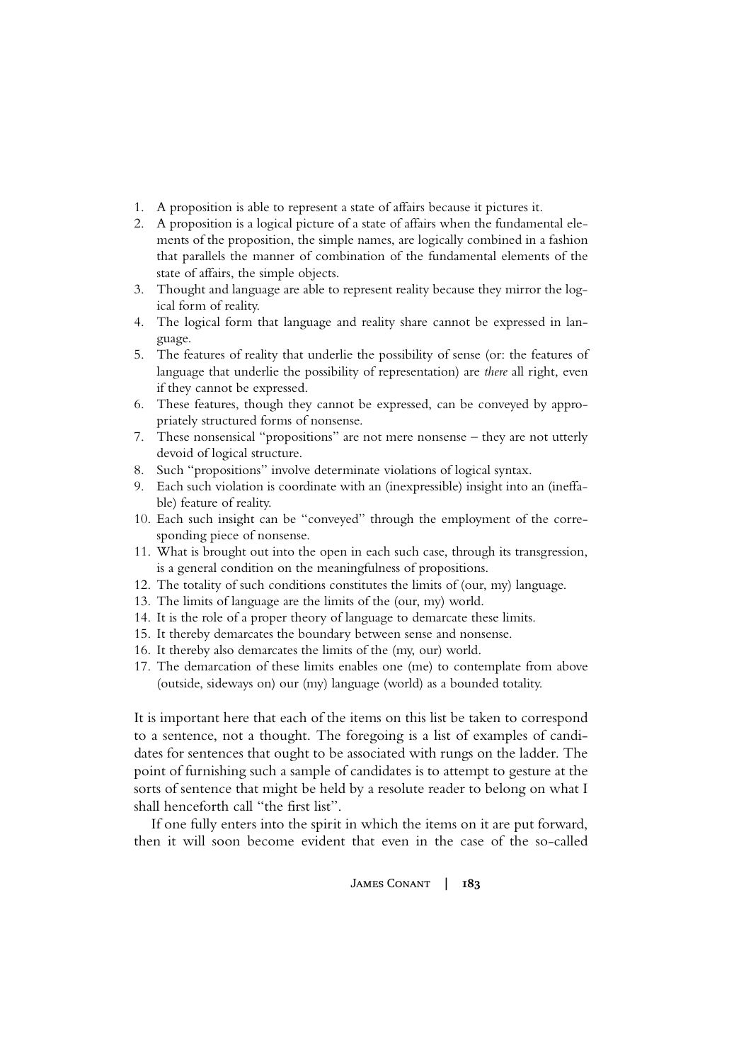1. A proposition is able to represent a state of affairs because it pictures it.
2. A proposition is a logical picture of a state of affairs when the fundamental elements of the proposition, the simple names, are logically combined in a fashion that parallels the manner of combination of the fundamental elements of the state of affairs, the simple objects.
3. Thought and language are able to represent reality because they mirror the logical form of reality.
4. The logical form that language and reality share cannot be expressed in language.
5. The features of reality that underlie the possibility of sense (or: the features of language that underlie the possibility of representation) are *there* all right, even if they cannot be expressed.
6. These features, though they cannot be expressed, can be conveyed by appropriately structured forms of nonsense.
7. These nonsensical "propositions" are not mere nonsense – they are not utterly devoid of logical structure.
8. Such "propositions" involve determinate violations of logical syntax.
9. Each such violation is coordinate with an (inexpressible) insight into an (ineffable) feature of reality.
10. Each such insight can be "conveyed" through the employment of the corresponding piece of nonsense.
11. What is brought out into the open in each such case, through its transgression, is a general condition on the meaningfulness of propositions.
12. The totality of such conditions constitutes the limits of (our, my) language.
13. The limits of language are the limits of the (our, my) world.
14. It is the role of a proper theory of language to demarcate these limits.
15. It thereby demarcates the boundary between sense and nonsense.
16. It thereby also demarcates the limits of the (my, our) world.
17. The demarcation of these limits enables one (me) to contemplate from above (outside, sideways on) our (my) language (world) as a bounded totality.

It is important here that each of the items on this list be taken to correspond to a sentence, not a thought. The foregoing is a list of examples of candidates for sentences that ought to be associated with rungs on the ladder. The point of furnishing such a sample of candidates is to attempt to gesture at the sorts of sentence that might be held by a resolute reader to belong on what I shall henceforth call "the first list".

If one fully enters into the spirit in which the items on it are put forward, then it will soon become evident that even in the case of the so-called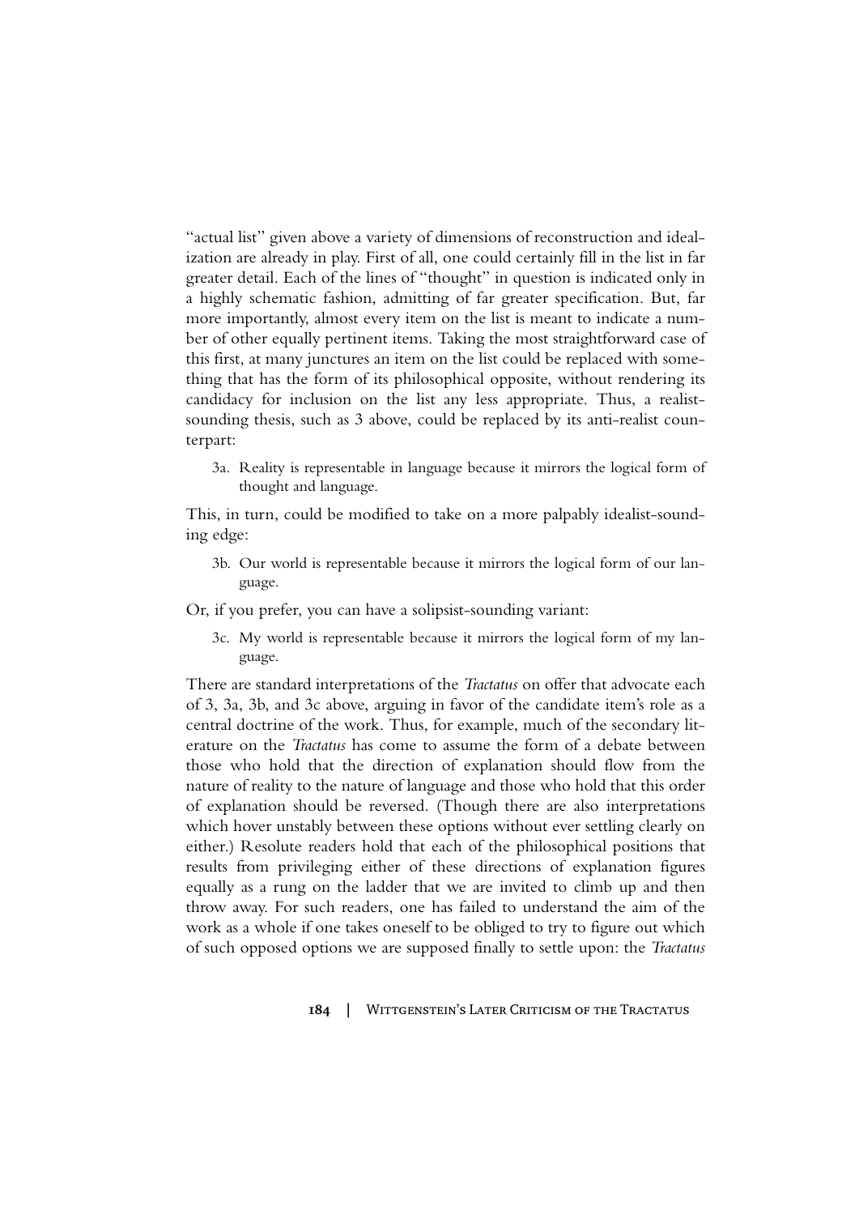"actual list" given above a variety of dimensions of reconstruction and idealization are already in play. First of all, one could certainly fill in the list in far greater detail. Each of the lines of "thought" in question is indicated only in a highly schematic fashion, admitting of far greater specification. But, far more importantly, almost every item on the list is meant to indicate a number of other equally pertinent items. Taking the most straightforward case of this first, at many junctures an item on the list could be replaced with something that has the form of its philosophical opposite, without rendering its candidacy for inclusion on the list any less appropriate. Thus, a realist-sounding thesis, such as 3 above, could be replaced by its anti-realist counterpart:

> 3a. Reality is representable in language because it mirrors the logical form of thought and language.

This, in turn, could be modified to take on a more palpably idealist-sounding edge:

> 3b. Our world is representable because it mirrors the logical form of our language.

Or, if you prefer, you can have a solipsist-sounding variant:

> 3c. My world is representable because it mirrors the logical form of my language.

There are standard interpretations of the *Tractatus* on offer that advocate each of 3, 3a, 3b, and 3c above, arguing in favor of the candidate item's role as a central doctrine of the work. Thus, for example, much of the secondary literature on the *Tractatus* has come to assume the form of a debate between those who hold that the direction of explanation should flow from the nature of reality to the nature of language and those who hold that this order of explanation should be reversed. (Though there are also interpretations which hover unstably between these options without ever settling clearly on either.) Resolute readers hold that each of the philosophical positions that results from privileging either of these directions of explanation figures equally as a rung on the ladder that we are invited to climb up and then throw away. For such readers, one has failed to understand the aim of the work as a whole if one takes oneself to be obliged to try to figure out which of such opposed options we are supposed finally to settle upon: the *Tractatus*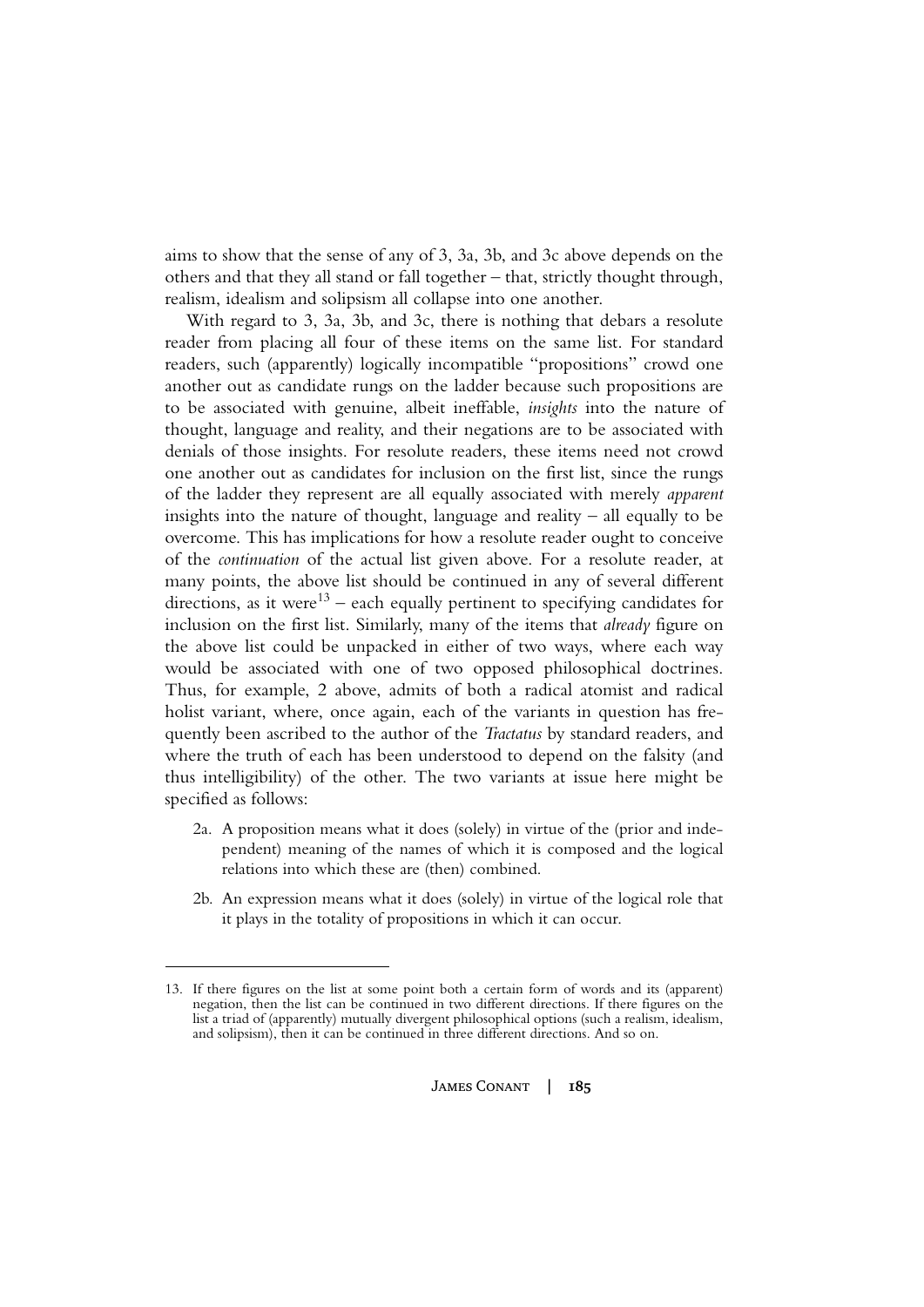aims to show that the sense of any of 3, 3a, 3b, and 3c above depends on the others and that they all stand or fall together – that, strictly thought through, realism, idealism and solipsism all collapse into one another.

With regard to 3, 3a, 3b, and 3c, there is nothing that debars a resolute reader from placing all four of these items on the same list. For standard readers, such (apparently) logically incompatible "propositions" crowd one another out as candidate rungs on the ladder because such propositions are to be associated with genuine, albeit ineffable, *insights* into the nature of thought, language and reality, and their negations are to be associated with denials of those insights. For resolute readers, these items need not crowd one another out as candidates for inclusion on the first list, since the rungs of the ladder they represent are all equally associated with merely *apparent* insights into the nature of thought, language and reality – all equally to be overcome. This has implications for how a resolute reader ought to conceive of the *continuation* of the actual list given above. For a resolute reader, at many points, the above list should be continued in any of several different directions, as it were[13] – each equally pertinent to specifying candidates for inclusion on the first list. Similarly, many of the items that *already* figure on the above list could be unpacked in either of two ways, where each way would be associated with one of two opposed philosophical doctrines. Thus, for example, 2 above, admits of both a radical atomist and radical holist variant, where, once again, each of the variants in question has frequently been ascribed to the author of the *Tractatus* by standard readers, and where the truth of each has been understood to depend on the falsity (and thus intelligibility) of the other. The two variants at issue here might be specified as follows:

- 2a. A proposition means what it does (solely) in virtue of the (prior and independent) meaning of the names of which it is composed and the logical relations into which these are (then) combined.
- 2b. An expression means what it does (solely) in virtue of the logical role that it plays in the totality of propositions in which it can occur.

---

13. If there figures on the list at some point both a certain form of words and its (apparent) negation, then the list can be continued in two different directions. If there figures on the list a triad of (apparently) mutually divergent philosophical options (such a realism, idealism, and solipsism), then it can be continued in three different directions. And so on.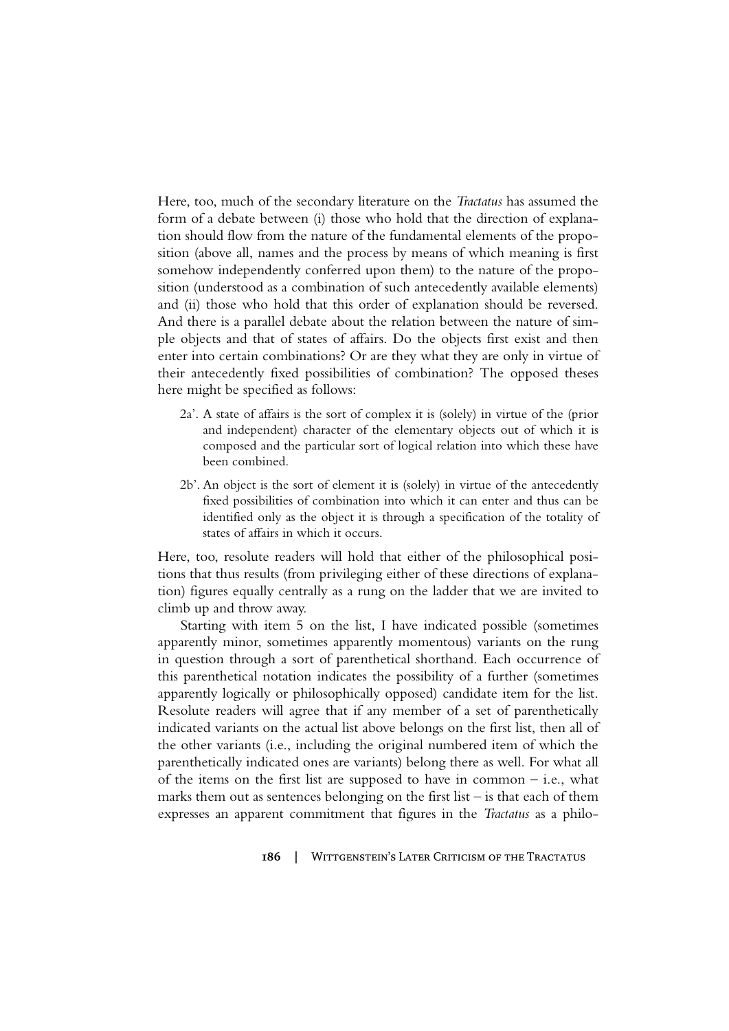Here, too, much of the secondary literature on the *Tractatus* has assumed the form of a debate between (i) those who hold that the direction of explanation should flow from the nature of the fundamental elements of the proposition (above all, names and the process by means of which meaning is first somehow independently conferred upon them) to the nature of the proposition (understood as a combination of such antecedently available elements) and (ii) those who hold that this order of explanation should be reversed. And there is a parallel debate about the relation between the nature of simple objects and that of states of affairs. Do the objects first exist and then enter into certain combinations? Or are they what they are only in virtue of their antecedently fixed possibilities of combination? The opposed theses here might be specified as follows:

> 2a'. A state of affairs is the sort of complex it is (solely) in virtue of the (prior and independent) character of the elementary objects out of which it is composed and the particular sort of logical relation into which these have been combined.
>
> 2b'. An object is the sort of element it is (solely) in virtue of the antecedently fixed possibilities of combination into which it can enter and thus can be identified only as the object it is through a specification of the totality of states of affairs in which it occurs.

Here, too, resolute readers will hold that either of the philosophical positions that thus results (from privileging either of these directions of explanation) figures equally centrally as a rung on the ladder that we are invited to climb up and throw away.

Starting with item 5 on the list, I have indicated possible (sometimes apparently minor, sometimes apparently momentous) variants on the rung in question through a sort of parenthetical shorthand. Each occurrence of this parenthetical notation indicates the possibility of a further (sometimes apparently logically or philosophically opposed) candidate item for the list. Resolute readers will agree that if any member of a set of parenthetically indicated variants on the actual list above belongs on the first list, then all of the other variants (i.e., including the original numbered item of which the parenthetically indicated ones are variants) belong there as well. For what all of the items on the first list are supposed to have in common – i.e., what marks them out as sentences belonging on the first list – is that each of them expresses an apparent commitment that figures in the *Tractatus* as a philo-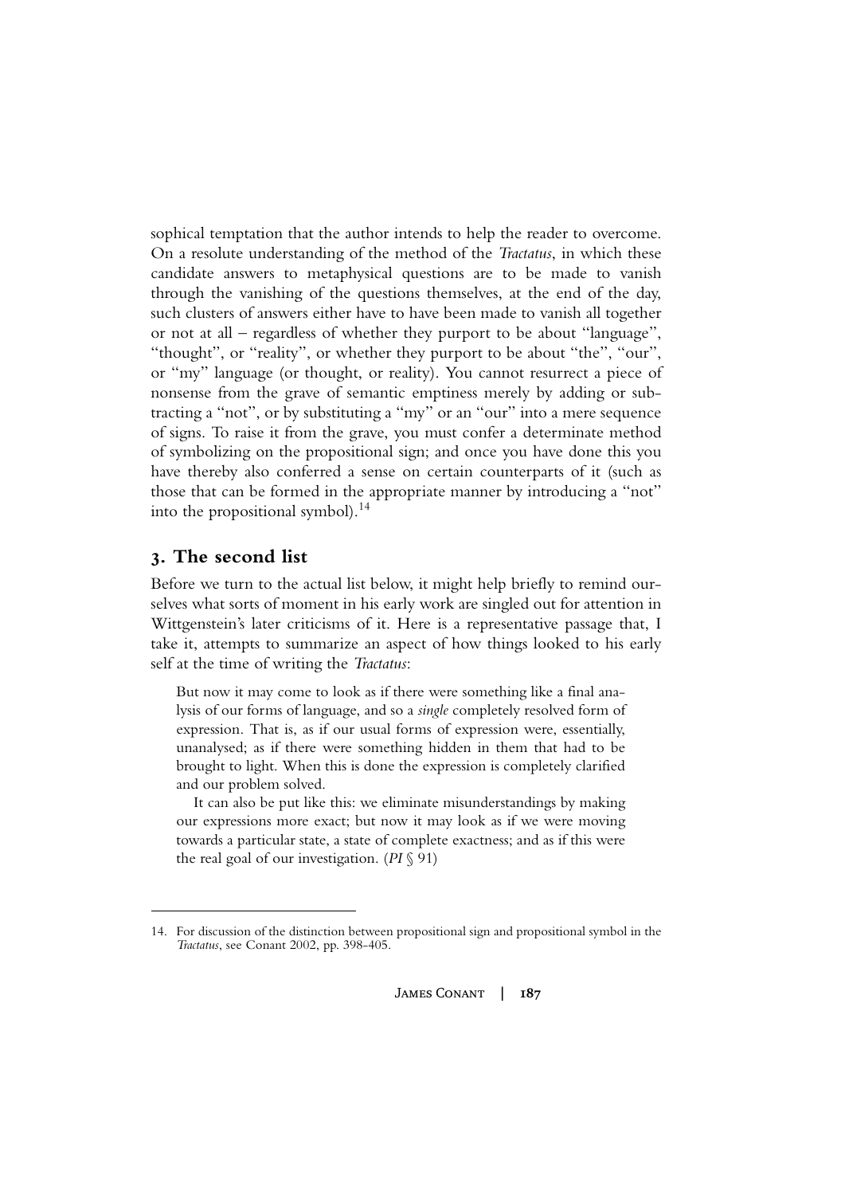sophical temptation that the author intends to help the reader to overcome. On a resolute understanding of the method of the *Tractatus*, in which these candidate answers to metaphysical questions are to be made to vanish through the vanishing of the questions themselves, at the end of the day, such clusters of answers either have to have been made to vanish all together or not at all – regardless of whether they purport to be about "language", "thought", or "reality", or whether they purport to be about "the", "our", or "my" language (or thought, or reality). You cannot resurrect a piece of nonsense from the grave of semantic emptiness merely by adding or subtracting a "not", or by substituting a "my" or an "our" into a mere sequence of signs. To raise it from the grave, you must confer a determinate method of symbolizing on the propositional sign; and once you have done this you have thereby also conferred a sense on certain counterparts of it (such as those that can be formed in the appropriate manner by introducing a "not" into the propositional symbol).[14]

## 3. The second list

Before we turn to the actual list below, it might help briefly to remind ourselves what sorts of moment in his early work are singled out for attention in Wittgenstein's later criticisms of it. Here is a representative passage that, I take it, attempts to summarize an aspect of how things looked to his early self at the time of writing the *Tractatus*:

> But now it may come to look as if there were something like a final analysis of our forms of language, and so a *single* completely resolved form of expression. That is, as if our usual forms of expression were, essentially, unanalysed; as if there were something hidden in them that had to be brought to light. When this is done the expression is completely clarified and our problem solved.
>
> It can also be put like this: we eliminate misunderstandings by making our expressions more exact; but now it may look as if we were moving towards a particular state, a state of complete exactness; and as if this were the real goal of our investigation. (*PI* § 91)

---

14. For discussion of the distinction between propositional sign and propositional symbol in the *Tractatus*, see Conant 2002, pp. 398-405.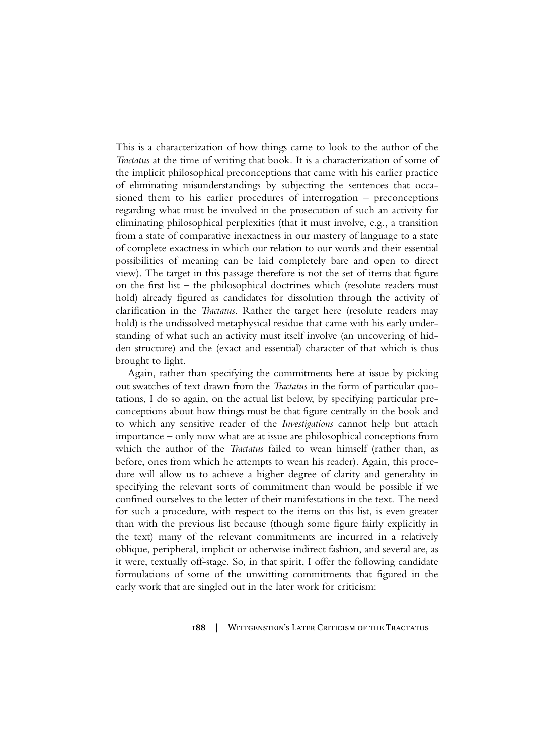This is a characterization of how things came to look to the author of the *Tractatus* at the time of writing that book. It is a characterization of some of the implicit philosophical preconceptions that came with his earlier practice of eliminating misunderstandings by subjecting the sentences that occasioned them to his earlier procedures of interrogation – preconceptions regarding what must be involved in the prosecution of such an activity for eliminating philosophical perplexities (that it must involve, e.g., a transition from a state of comparative inexactness in our mastery of language to a state of complete exactness in which our relation to our words and their essential possibilities of meaning can be laid completely bare and open to direct view). The target in this passage therefore is not the set of items that figure on the first list – the philosophical doctrines which (resolute readers must hold) already figured as candidates for dissolution through the activity of clarification in the *Tractatus*. Rather the target here (resolute readers may hold) is the undissolved metaphysical residue that came with his early understanding of what such an activity must itself involve (an uncovering of hidden structure) and the (exact and essential) character of that which is thus brought to light.

Again, rather than specifying the commitments here at issue by picking out swatches of text drawn from the *Tractatus* in the form of particular quotations, I do so again, on the actual list below, by specifying particular preconceptions about how things must be that figure centrally in the book and to which any sensitive reader of the *Investigations* cannot help but attach importance – only now what are at issue are philosophical conceptions from which the author of the *Tractatus* failed to wean himself (rather than, as before, ones from which he attempts to wean his reader). Again, this procedure will allow us to achieve a higher degree of clarity and generality in specifying the relevant sorts of commitment than would be possible if we confined ourselves to the letter of their manifestations in the text. The need for such a procedure, with respect to the items on this list, is even greater than with the previous list because (though some figure fairly explicitly in the text) many of the relevant commitments are incurred in a relatively oblique, peripheral, implicit or otherwise indirect fashion, and several are, as it were, textually off-stage. So, in that spirit, I offer the following candidate formulations of some of the unwitting commitments that figured in the early work that are singled out in the later work for criticism: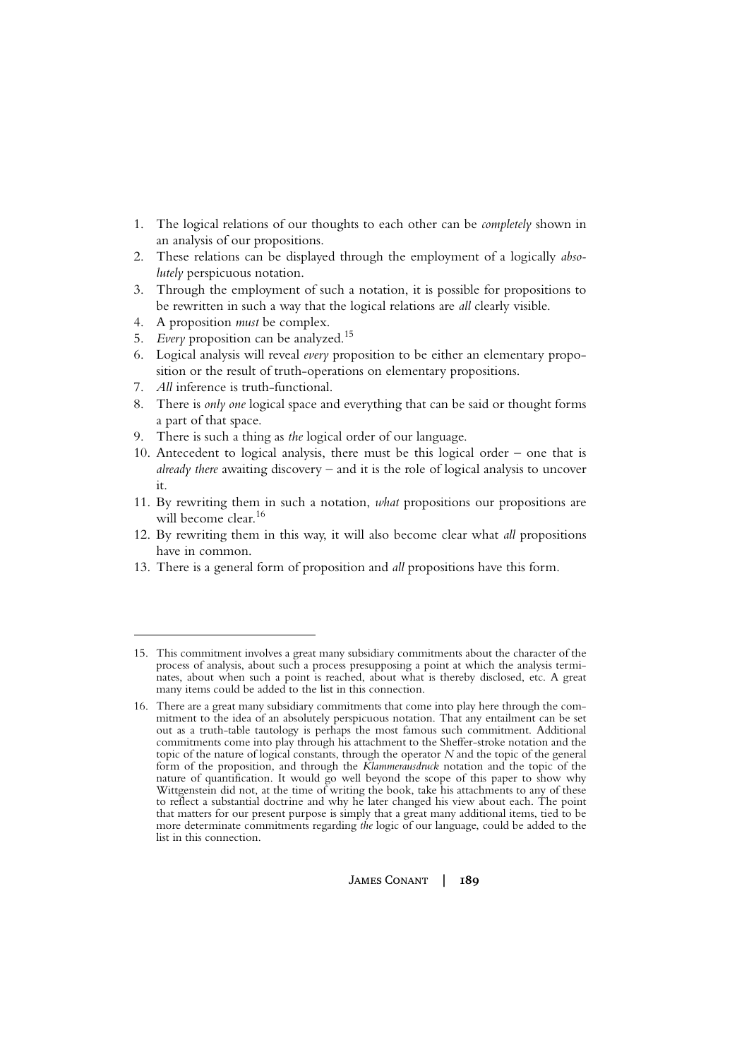1. The logical relations of our thoughts to each other can be *completely* shown in an analysis of our propositions.
2. These relations can be displayed through the employment of a logically *absolutely* perspicuous notation.
3. Through the employment of such a notation, it is possible for propositions to be rewritten in such a way that the logical relations are *all* clearly visible.
4. A proposition *must* be complex.
5. *Every* proposition can be analyzed.[15]
6. Logical analysis will reveal *every* proposition to be either an elementary proposition or the result of truth-operations on elementary propositions.
7. *All* inference is truth-functional.
8. There is *only one* logical space and everything that can be said or thought forms a part of that space.
9. There is such a thing as *the* logical order of our language.
10. Antecedent to logical analysis, there must be this logical order – one that is *already there* awaiting discovery – and it is the role of logical analysis to uncover it.
11. By rewriting them in such a notation, *what* propositions our propositions are will become clear.[16]
12. By rewriting them in this way, it will also become clear what *all* propositions have in common.
13. There is a general form of proposition and *all* propositions have this form.

---

15. This commitment involves a great many subsidiary commitments about the character of the process of analysis, about such a process presupposing a point at which the analysis terminates, about when such a point is reached, about what is thereby disclosed, etc. A great many items could be added to the list in this connection.

16. There are a great many subsidiary commitments that come into play here through the commitment to the idea of an absolutely perspicuous notation. That any entailment can be set out as a truth-table tautology is perhaps the most famous such commitment. Additional commitments come into play through his attachment to the Sheffer-stroke notation and the topic of the nature of logical constants, through the operator *N* and the topic of the general form of the proposition, and through the *Klammerausdruck* notation and the topic of the nature of quantification. It would go well beyond the scope of this paper to show why Wittgenstein did not, at the time of writing the book, take his attachments to any of these to reflect a substantial doctrine and why he later changed his view about each. The point that matters for our present purpose is simply that a great many additional items, tied to be more determinate commitments regarding *the* logic of our language, could be added to the list in this connection.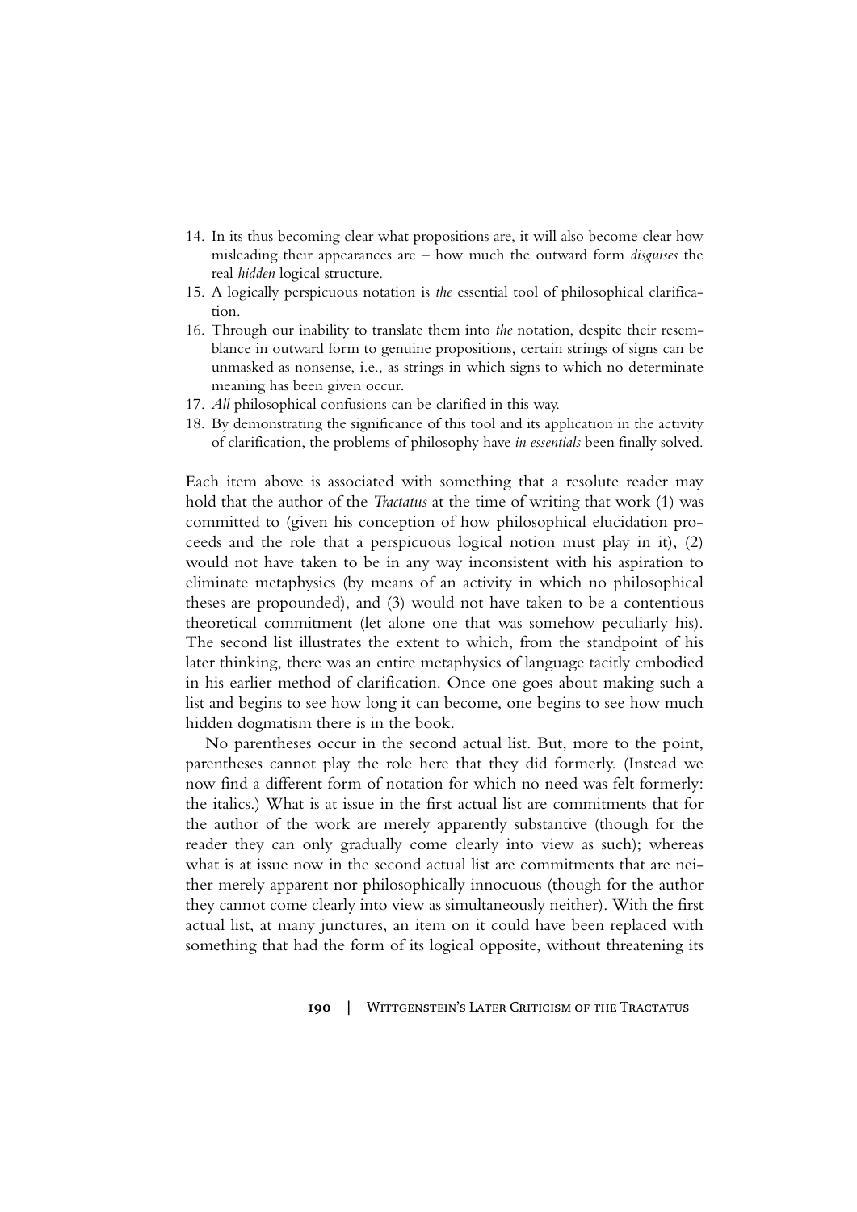14. In its thus becoming clear what propositions are, it will also become clear how misleading their appearances are – how much the outward form *disguises* the real *hidden* logical structure.
15. A logically perspicuous notation is *the* essential tool of philosophical clarification.
16. Through our inability to translate them into *the* notation, despite their resemblance in outward form to genuine propositions, certain strings of signs can be unmasked as nonsense, i.e., as strings in which signs to which no determinate meaning has been given occur.
17. *All* philosophical confusions can be clarified in this way.
18. By demonstrating the significance of this tool and its application in the activity of clarification, the problems of philosophy have *in essentials* been finally solved.

Each item above is associated with something that a resolute reader may hold that the author of the *Tractatus* at the time of writing that work (1) was committed to (given his conception of how philosophical elucidation proceeds and the role that a perspicuous logical notion must play in it), (2) would not have taken to be in any way inconsistent with his aspiration to eliminate metaphysics (by means of an activity in which no philosophical theses are propounded), and (3) would not have taken to be a contentious theoretical commitment (let alone one that was somehow peculiarly his). The second list illustrates the extent to which, from the standpoint of his later thinking, there was an entire metaphysics of language tacitly embodied in his earlier method of clarification. Once one goes about making such a list and begins to see how long it can become, one begins to see how much hidden dogmatism there is in the book.

No parentheses occur in the second actual list. But, more to the point, parentheses cannot play the role here that they did formerly. (Instead we now find a different form of notation for which no need was felt formerly: the italics.) What is at issue in the first actual list are commitments that for the author of the work are merely apparently substantive (though for the reader they can only gradually come clearly into view as such); whereas what is at issue now in the second actual list are commitments that are neither merely apparent nor philosophically innocuous (though for the author they cannot come clearly into view as simultaneously neither). With the first actual list, at many junctures, an item on it could have been replaced with something that had the form of its logical opposite, without threatening its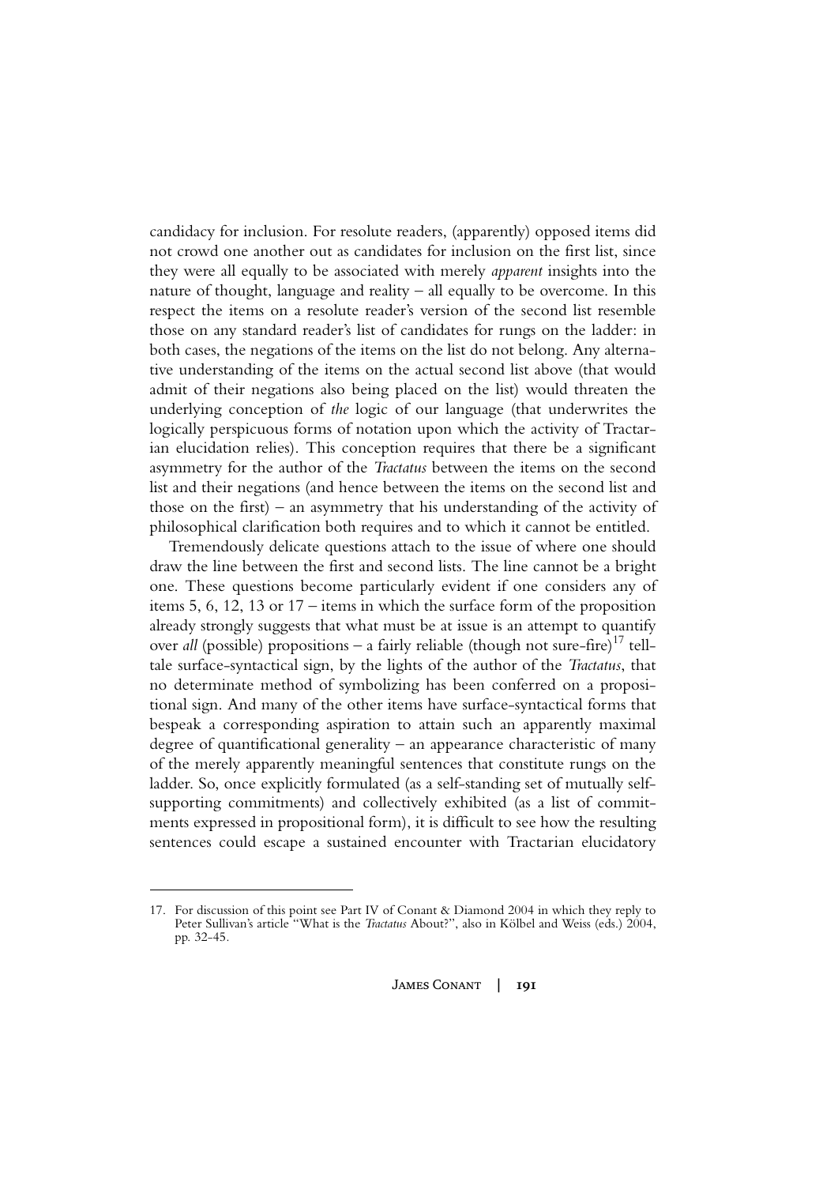candidacy for inclusion. For resolute readers, (apparently) opposed items did not crowd one another out as candidates for inclusion on the first list, since they were all equally to be associated with merely *apparent* insights into the nature of thought, language and reality – all equally to be overcome. In this respect the items on a resolute reader's version of the second list resemble those on any standard reader's list of candidates for rungs on the ladder: in both cases, the negations of the items on the list do not belong. Any alternative understanding of the items on the actual second list above (that would admit of their negations also being placed on the list) would threaten the underlying conception of *the* logic of our language (that underwrites the logically perspicuous forms of notation upon which the activity of Tractarian elucidation relies). This conception requires that there be a significant asymmetry for the author of the *Tractatus* between the items on the second list and their negations (and hence between the items on the second list and those on the first) – an asymmetry that his understanding of the activity of philosophical clarification both requires and to which it cannot be entitled.

Tremendously delicate questions attach to the issue of where one should draw the line between the first and second lists. The line cannot be a bright one. These questions become particularly evident if one considers any of items 5, 6, 12, 13 or 17 – items in which the surface form of the proposition already strongly suggests that what must be at issue is an attempt to quantify over *all* (possible) propositions – a fairly reliable (though not sure-fire)[17] telltale surface-syntactical sign, by the lights of the author of the *Tractatus*, that no determinate method of symbolizing has been conferred on a propositional sign. And many of the other items have surface-syntactical forms that bespeak a corresponding aspiration to attain such an apparently maximal degree of quantificational generality – an appearance characteristic of many of the merely apparently meaningful sentences that constitute rungs on the ladder. So, once explicitly formulated (as a self-standing set of mutually self-supporting commitments) and collectively exhibited (as a list of commitments expressed in propositional form), it is difficult to see how the resulting sentences could escape a sustained encounter with Tractarian elucidatory

17. For discussion of this point see Part IV of Conant & Diamond 2004 in which they reply to Peter Sullivan's article "What is the *Tractatus* About?", also in Kölbel and Weiss (eds.) 2004, pp. 32-45.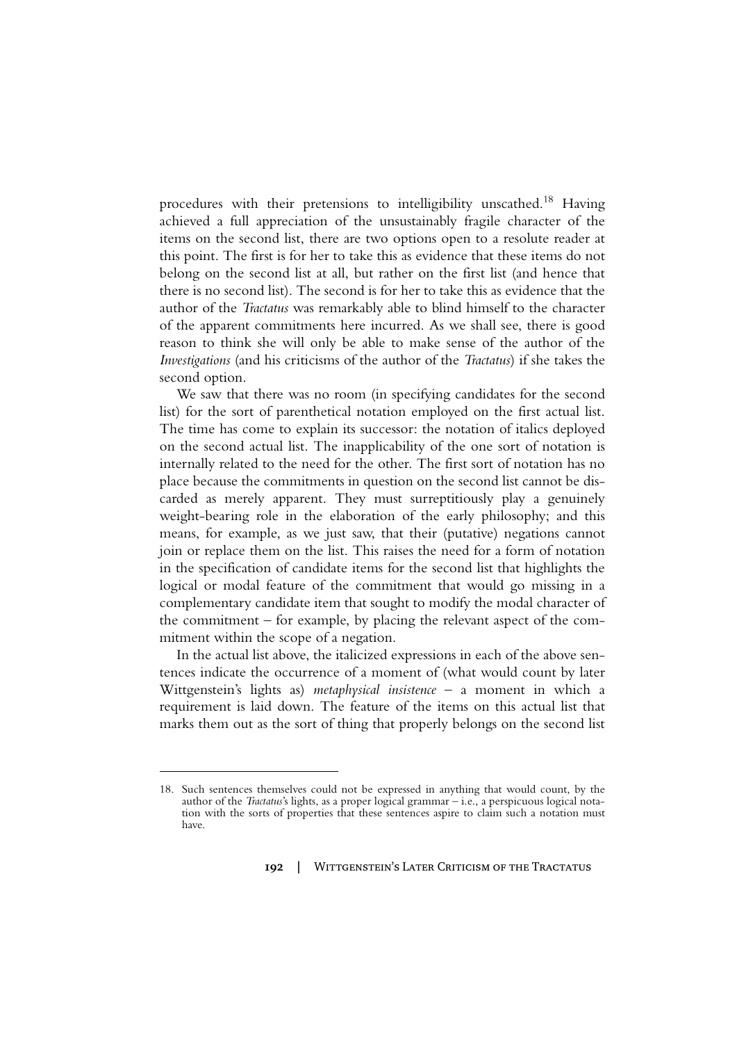procedures with their pretensions to intelligibility unscathed.[18] Having achieved a full appreciation of the unsustainably fragile character of the items on the second list, there are two options open to a resolute reader at this point. The first is for her to take this as evidence that these items do not belong on the second list at all, but rather on the first list (and hence that there is no second list). The second is for her to take this as evidence that the author of the *Tractatus* was remarkably able to blind himself to the character of the apparent commitments here incurred. As we shall see, there is good reason to think she will only be able to make sense of the author of the *Investigations* (and his criticisms of the author of the *Tractatus*) if she takes the second option.

We saw that there was no room (in specifying candidates for the second list) for the sort of parenthetical notation employed on the first actual list. The time has come to explain its successor: the notation of italics deployed on the second actual list. The inapplicability of the one sort of notation is internally related to the need for the other. The first sort of notation has no place because the commitments in question on the second list cannot be discarded as merely apparent. They must surreptitiously play a genuinely weight-bearing role in the elaboration of the early philosophy; and this means, for example, as we just saw, that their (putative) negations cannot join or replace them on the list. This raises the need for a form of notation in the specification of candidate items for the second list that highlights the logical or modal feature of the commitment that would go missing in a complementary candidate item that sought to modify the modal character of the commitment – for example, by placing the relevant aspect of the commitment within the scope of a negation.

In the actual list above, the italicized expressions in each of the above sentences indicate the occurrence of a moment of (what would count by later Wittgenstein's lights as) *metaphysical insistence* – a moment in which a requirement is laid down. The feature of the items on this actual list that marks them out as the sort of thing that properly belongs on the second list

---

18. Such sentences themselves could not be expressed in anything that would count, by the author of the *Tractatus*'s lights, as a proper logical grammar – i.e., a perspicuous logical notation with the sorts of properties that these sentences aspire to claim such a notation must have.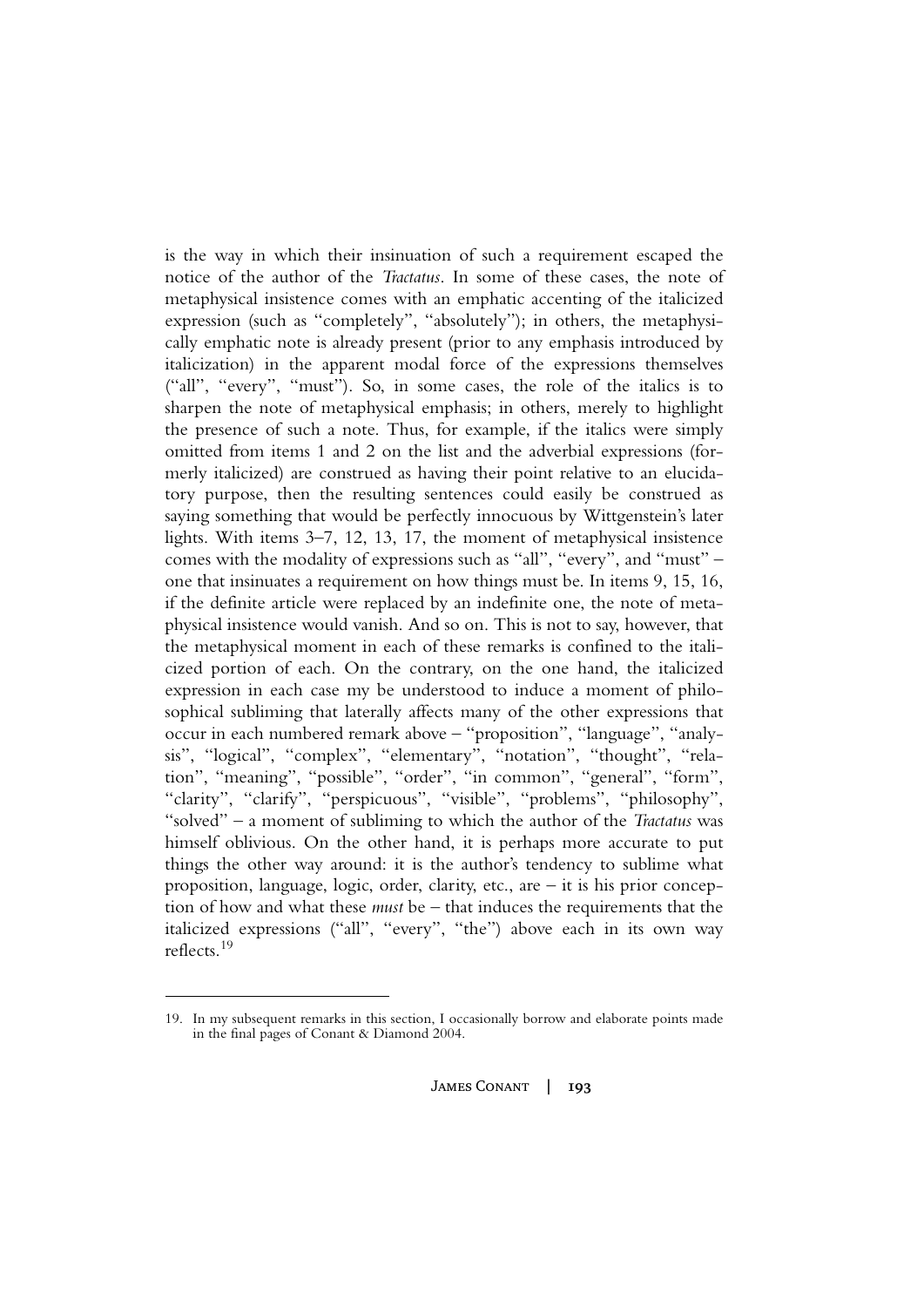is the way in which their insinuation of such a requirement escaped the notice of the author of the *Tractatus*. In some of these cases, the note of metaphysical insistence comes with an emphatic accenting of the italicized expression (such as "completely", "absolutely"); in others, the metaphysically emphatic note is already present (prior to any emphasis introduced by italicization) in the apparent modal force of the expressions themselves ("all", "every", "must"). So, in some cases, the role of the italics is to sharpen the note of metaphysical emphasis; in others, merely to highlight the presence of such a note. Thus, for example, if the italics were simply omitted from items 1 and 2 on the list and the adverbial expressions (formerly italicized) are construed as having their point relative to an elucidatory purpose, then the resulting sentences could easily be construed as saying something that would be perfectly innocuous by Wittgenstein's later lights. With items 3–7, 12, 13, 17, the moment of metaphysical insistence comes with the modality of expressions such as "all", "every", and "must" – one that insinuates a requirement on how things must be. In items 9, 15, 16, if the definite article were replaced by an indefinite one, the note of metaphysical insistence would vanish. And so on. This is not to say, however, that the metaphysical moment in each of these remarks is confined to the italicized portion of each. On the contrary, on the one hand, the italicized expression in each case my be understood to induce a moment of philosophical subliming that laterally affects many of the other expressions that occur in each numbered remark above – "proposition", "language", "analysis", "logical", "complex", "elementary", "notation", "thought", "relation", "meaning", "possible", "order", "in common", "general", "form", "clarity", "clarify", "perspicuous", "visible", "problems", "philosophy", "solved" – a moment of subliming to which the author of the *Tractatus* was himself oblivious. On the other hand, it is perhaps more accurate to put things the other way around: it is the author's tendency to sublime what proposition, language, logic, order, clarity, etc., are – it is his prior conception of how and what these *must* be – that induces the requirements that the italicized expressions ("all", "every", "the") above each in its own way reflects.[19]

---

19. In my subsequent remarks in this section, I occasionally borrow and elaborate points made in the final pages of Conant & Diamond 2004.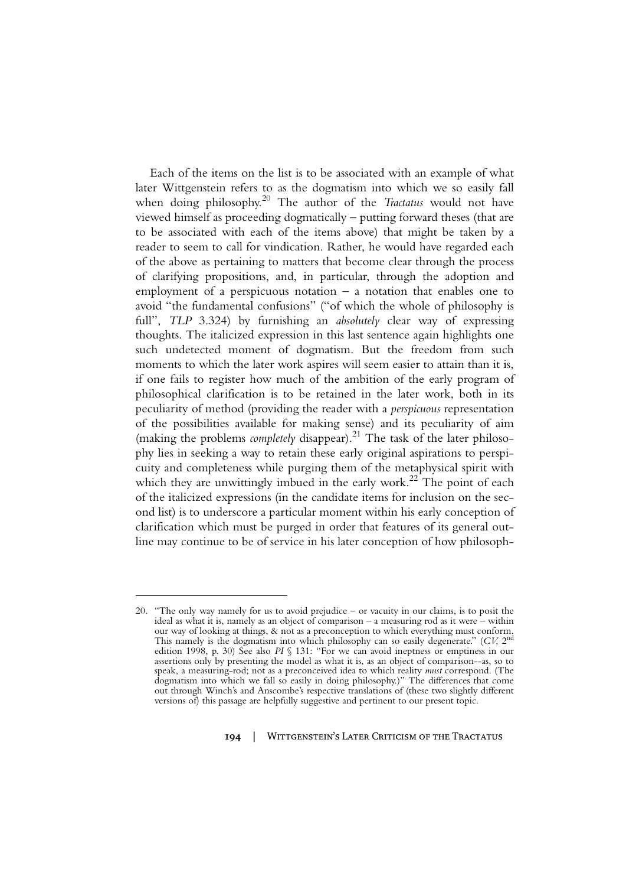Each of the items on the list is to be associated with an example of what later Wittgenstein refers to as the dogmatism into which we so easily fall when doing philosophy.[20] The author of the *Tractatus* would not have viewed himself as proceeding dogmatically – putting forward theses (that are to be associated with each of the items above) that might be taken by a reader to seem to call for vindication. Rather, he would have regarded each of the above as pertaining to matters that become clear through the process of clarifying propositions, and, in particular, through the adoption and employment of a perspicuous notation – a notation that enables one to avoid "the fundamental confusions" ("of which the whole of philosophy is full", *TLP* 3.324) by furnishing an *absolutely* clear way of expressing thoughts. The italicized expression in this last sentence again highlights one such undetected moment of dogmatism. But the freedom from such moments to which the later work aspires will seem easier to attain than it is, if one fails to register how much of the ambition of the early program of philosophical clarification is to be retained in the later work, both in its peculiarity of method (providing the reader with a *perspicuous* representation of the possibilities available for making sense) and its peculiarity of aim (making the problems *completely* disappear).[21] The task of the later philosophy lies in seeking a way to retain these early original aspirations to perspicuity and completeness while purging them of the metaphysical spirit with which they are unwittingly imbued in the early work.[22] The point of each of the italicized expressions (in the candidate items for inclusion on the second list) is to underscore a particular moment within his early conception of clarification which must be purged in order that features of its general outline may continue to be of service in his later conception of how philosoph-

---

20. "The only way namely for us to avoid prejudice – or vacuity in our claims, is to posit the ideal as what it is, namely as an object of comparison – a measuring rod as it were – within our way of looking at things, & not as a preconception to which everything must conform. This namely is the dogmatism into which philosophy can so easily degenerate." (*CV*, 2nd edition 1998, p. 30) See also *PI* § 131: "For we can avoid ineptness or emptiness in our assertions only by presenting the model as what it is, as an object of comparison--as, so to speak, a measuring-rod; not as a preconceived idea to which reality *must* correspond. (The dogmatism into which we fall so easily in doing philosophy.)" The differences that come out through Winch's and Anscombe's respective translations of (these two slightly different versions of) this passage are helpfully suggestive and pertinent to our present topic.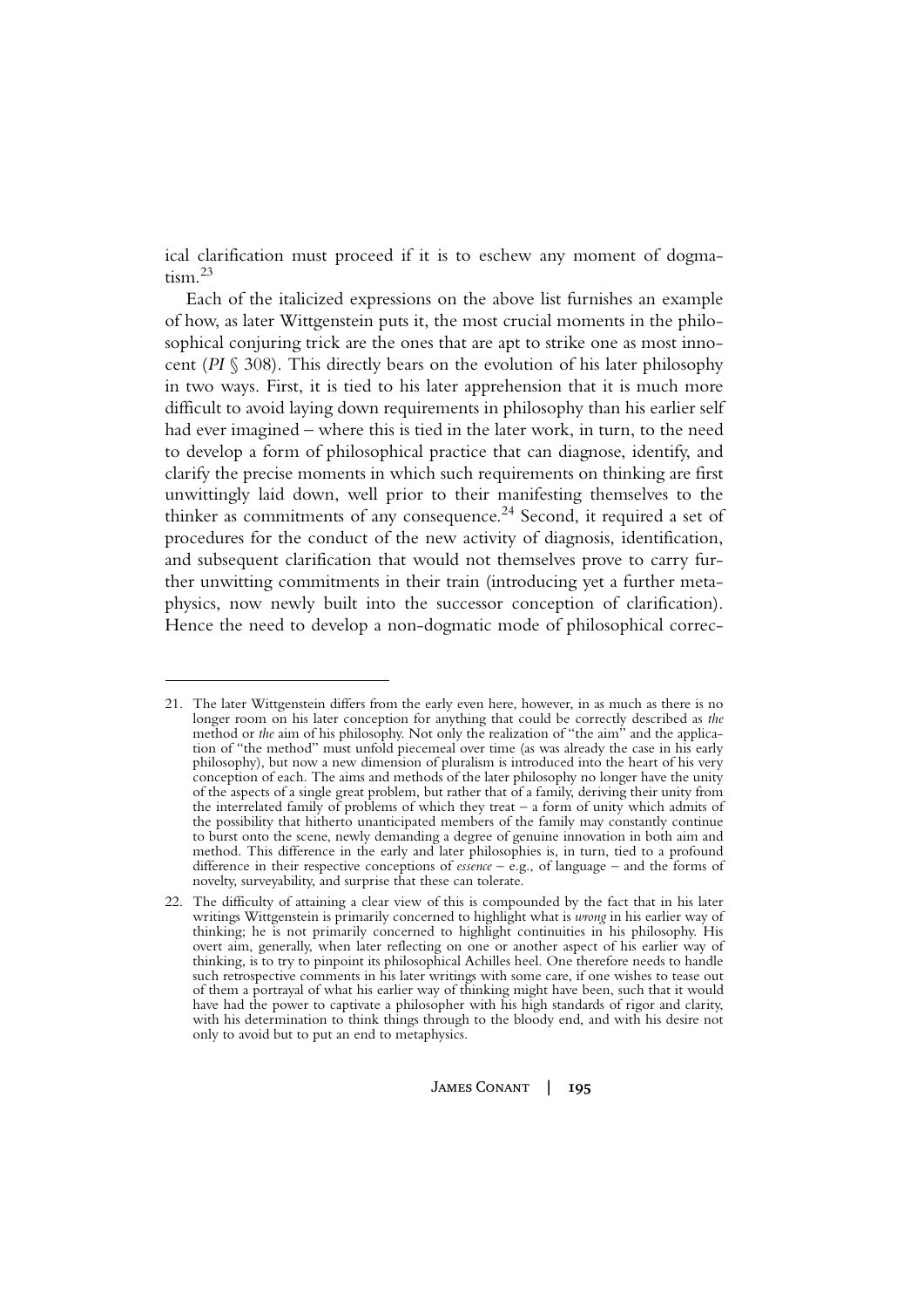ical clarification must proceed if it is to eschew any moment of dogmatism.[23]

Each of the italicized expressions on the above list furnishes an example of how, as later Wittgenstein puts it, the most crucial moments in the philosophical conjuring trick are the ones that are apt to strike one as most innocent (*PI* § 308). This directly bears on the evolution of his later philosophy in two ways. First, it is tied to his later apprehension that it is much more difficult to avoid laying down requirements in philosophy than his earlier self had ever imagined – where this is tied in the later work, in turn, to the need to develop a form of philosophical practice that can diagnose, identify, and clarify the precise moments in which such requirements on thinking are first unwittingly laid down, well prior to their manifesting themselves to the thinker as commitments of any consequence.[24] Second, it required a set of procedures for the conduct of the new activity of diagnosis, identification, and subsequent clarification that would not themselves prove to carry further unwitting commitments in their train (introducing yet a further metaphysics, now newly built into the successor conception of clarification). Hence the need to develop a non-dogmatic mode of philosophical correc-

---

21. The later Wittgenstein differs from the early even here, however, in as much as there is no longer room on his later conception for anything that could be correctly described as *the* method or *the* aim of his philosophy. Not only the realization of "the aim" and the application of "the method" must unfold piecemeal over time (as was already the case in his early philosophy), but now a new dimension of pluralism is introduced into the heart of his very conception of each. The aims and methods of the later philosophy no longer have the unity of the aspects of a single great problem, but rather that of a family, deriving their unity from the interrelated family of problems of which they treat – a form of unity which admits of the possibility that hitherto unanticipated members of the family may constantly continue to burst onto the scene, newly demanding a degree of genuine innovation in both aim and method. This difference in the early and later philosophies is, in turn, tied to a profound difference in their respective conceptions of *essence* – e.g., of language – and the forms of novelty, surveyability, and surprise that these can tolerate.

22. The difficulty of attaining a clear view of this is compounded by the fact that in his later writings Wittgenstein is primarily concerned to highlight what is *wrong* in his earlier way of thinking; he is not primarily concerned to highlight continuities in his philosophy. His overt aim, generally, when later reflecting on one or another aspect of his earlier way of thinking, is to try to pinpoint its philosophical Achilles heel. One therefore needs to handle such retrospective comments in his later writings with some care, if one wishes to tease out of them a portrayal of what his earlier way of thinking might have been, such that it would have had the power to captivate a philosopher with his high standards of rigor and clarity, with his determination to think things through to the bloody end, and with his desire not only to avoid but to put an end to metaphysics.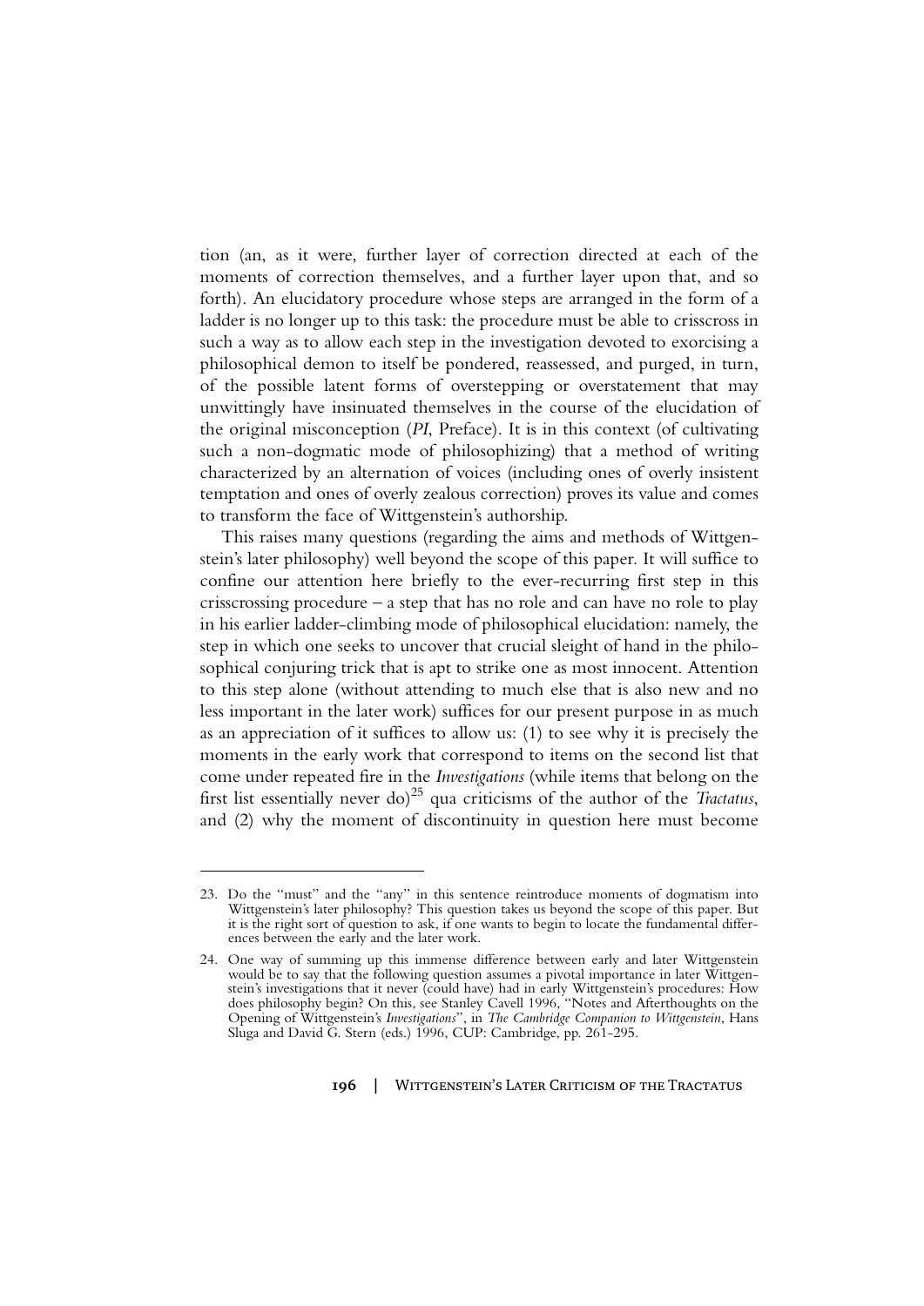tion (an, as it were, further layer of correction directed at each of the moments of correction themselves, and a further layer upon that, and so forth). An elucidatory procedure whose steps are arranged in the form of a ladder is no longer up to this task: the procedure must be able to crisscross in such a way as to allow each step in the investigation devoted to exorcising a philosophical demon to itself be pondered, reassessed, and purged, in turn, of the possible latent forms of overstepping or overstatement that may unwittingly have insinuated themselves in the course of the elucidation of the original misconception (*PI*, Preface). It is in this context (of cultivating such a non-dogmatic mode of philosophizing) that a method of writing characterized by an alternation of voices (including ones of overly insistent temptation and ones of overly zealous correction) proves its value and comes to transform the face of Wittgenstein's authorship.

This raises many questions (regarding the aims and methods of Wittgenstein's later philosophy) well beyond the scope of this paper. It will suffice to confine our attention here briefly to the ever-recurring first step in this crisscrossing procedure – a step that has no role and can have no role to play in his earlier ladder-climbing mode of philosophical elucidation: namely, the step in which one seeks to uncover that crucial sleight of hand in the philosophical conjuring trick that is apt to strike one as most innocent. Attention to this step alone (without attending to much else that is also new and no less important in the later work) suffices for our present purpose in as much as an appreciation of it suffices to allow us: (1) to see why it is precisely the moments in the early work that correspond to items on the second list that come under repeated fire in the *Investigations* (while items that belong on the first list essentially never do)[25] qua criticisms of the author of the *Tractatus*, and (2) why the moment of discontinuity in question here must become

---

23. Do the "must" and the "any" in this sentence reintroduce moments of dogmatism into Wittgenstein's later philosophy? This question takes us beyond the scope of this paper. But it is the right sort of question to ask, if one wants to begin to locate the fundamental differences between the early and the later work.

24. One way of summing up this immense difference between early and later Wittgenstein would be to say that the following question assumes a pivotal importance in later Wittgenstein's investigations that it never (could have) had in early Wittgenstein's procedures: How does philosophy begin? On this, see Stanley Cavell 1996, "Notes and Afterthoughts on the Opening of Wittgenstein's *Investigations*", in *The Cambridge Companion to Wittgenstein*, Hans Sluga and David G. Stern (eds.) 1996, CUP: Cambridge, pp. 261-295.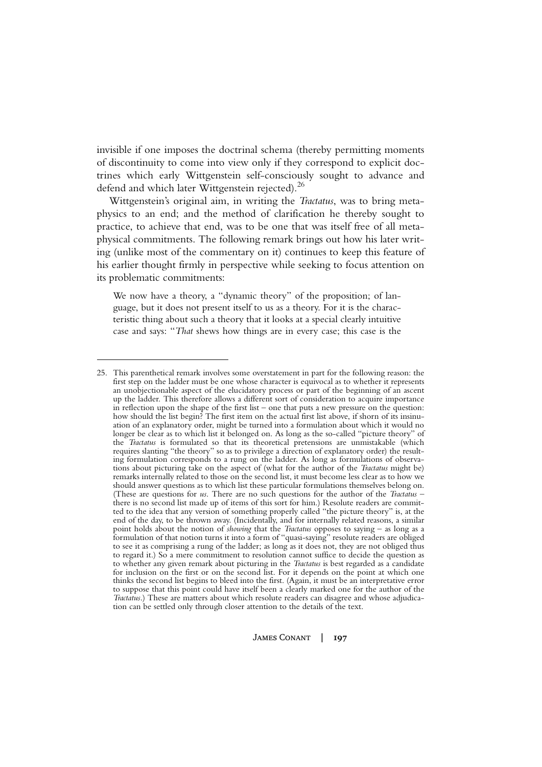invisible if one imposes the doctrinal schema (thereby permitting moments of discontinuity to come into view only if they correspond to explicit doctrines which early Wittgenstein self-consciously sought to advance and defend and which later Wittgenstein rejected).[26]

Wittgenstein's original aim, in writing the *Tractatus*, was to bring metaphysics to an end; and the method of clarification he thereby sought to practice, to achieve that end, was to be one that was itself free of all metaphysical commitments. The following remark brings out how his later writing (unlike most of the commentary on it) continues to keep this feature of his earlier thought firmly in perspective while seeking to focus attention on its problematic commitments:

> We now have a theory, a "dynamic theory" of the proposition; of language, but it does not present itself to us as a theory. For it is the characteristic thing about such a theory that it looks at a special clearly intuitive case and says: "*That* shews how things are in every case; this case is the

---

25. This parenthetical remark involves some overstatement in part for the following reason: the first step on the ladder must be one whose character is equivocal as to whether it represents an unobjectionable aspect of the elucidatory process or part of the beginning of an ascent up the ladder. This therefore allows a different sort of consideration to acquire importance in reflection upon the shape of the first list – one that puts a new pressure on the question: how should the list begin? The first item on the actual first list above, if shorn of its insinuation of an explanatory order, might be turned into a formulation about which it would no longer be clear as to which list it belonged on. As long as the so-called "picture theory" of the *Tractatus* is formulated so that its theoretical pretensions are unmistakable (which requires slanting "the theory" so as to privilege a direction of explanatory order) the resulting formulation corresponds to a rung on the ladder. As long as formulations of observations about picturing take on the aspect of (what for the author of the *Tractatus* might be) remarks internally related to those on the second list, it must become less clear as to how we should answer questions as to which list these particular formulations themselves belong on. (These are questions for *us*. There are no such questions for the author of the *Tractatus* – there is no second list made up of items of this sort for him.) Resolute readers are committed to the idea that any version of something properly called "the picture theory" is, at the end of the day, to be thrown away. (Incidentally, and for internally related reasons, a similar point holds about the notion of *showing* that the *Tractatus* opposes to saying – as long as a formulation of that notion turns it into a form of "quasi-saying" resolute readers are obliged to see it as comprising a rung of the ladder; as long as it does not, they are not obliged thus to regard it.) So a mere commitment to resolution cannot suffice to decide the question as to whether any given remark about picturing in the *Tractatus* is best regarded as a candidate for inclusion on the first or on the second list. For it depends on the point at which one thinks the second list begins to bleed into the first. (Again, it must be an interpretative error to suppose that this point could have itself been a clearly marked one for the author of the *Tractatus*.) These are matters about which resolute readers can disagree and whose adjudication can be settled only through closer attention to the details of the text.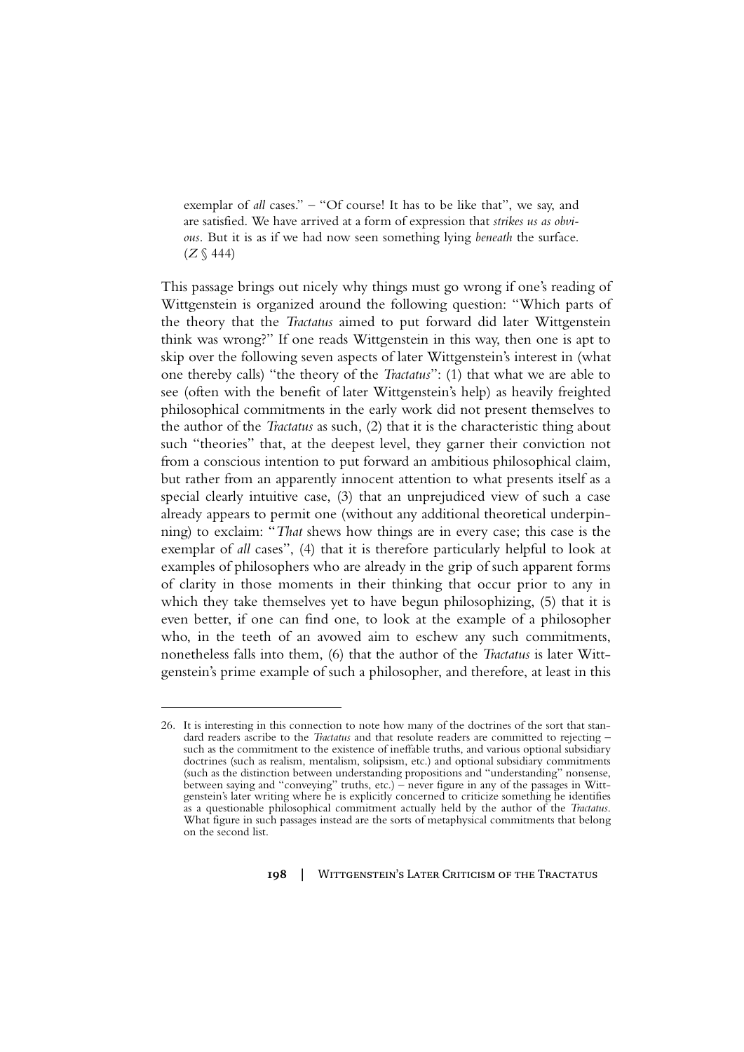> exemplar of *all* cases." – "Of course! It has to be like that", we say, and are satisfied. We have arrived at a form of expression that *strikes us as obvious*. But it is as if we had now seen something lying *beneath* the surface. (*Z* § 444)

This passage brings out nicely why things must go wrong if one's reading of Wittgenstein is organized around the following question: "Which parts of the theory that the *Tractatus* aimed to put forward did later Wittgenstein think was wrong?" If one reads Wittgenstein in this way, then one is apt to skip over the following seven aspects of later Wittgenstein's interest in (what one thereby calls) "the theory of the *Tractatus*": (1) that what we are able to see (often with the benefit of later Wittgenstein's help) as heavily freighted philosophical commitments in the early work did not present themselves to the author of the *Tractatus* as such, (2) that it is the characteristic thing about such "theories" that, at the deepest level, they garner their conviction not from a conscious intention to put forward an ambitious philosophical claim, but rather from an apparently innocent attention to what presents itself as a special clearly intuitive case, (3) that an unprejudiced view of such a case already appears to permit one (without any additional theoretical underpinning) to exclaim: "*That* shews how things are in every case; this case is the exemplar of *all* cases", (4) that it is therefore particularly helpful to look at examples of philosophers who are already in the grip of such apparent forms of clarity in those moments in their thinking that occur prior to any in which they take themselves yet to have begun philosophizing, (5) that it is even better, if one can find one, to look at the example of a philosopher who, in the teeth of an avowed aim to eschew any such commitments, nonetheless falls into them, (6) that the author of the *Tractatus* is later Wittgenstein's prime example of such a philosopher, and therefore, at least in this

---

26. It is interesting in this connection to note how many of the doctrines of the sort that standard readers ascribe to the *Tractatus* and that resolute readers are committed to rejecting – such as the commitment to the existence of ineffable truths, and various optional subsidiary doctrines (such as realism, mentalism, solipsism, etc.) and optional subsidiary commitments (such as the distinction between understanding propositions and "understanding" nonsense, between saying and "conveying" truths, etc.) – never figure in any of the passages in Wittgenstein's later writing where he is explicitly concerned to criticize something he identifies as a questionable philosophical commitment actually held by the author of the *Tractatus*. What figure in such passages instead are the sorts of metaphysical commitments that belong on the second list.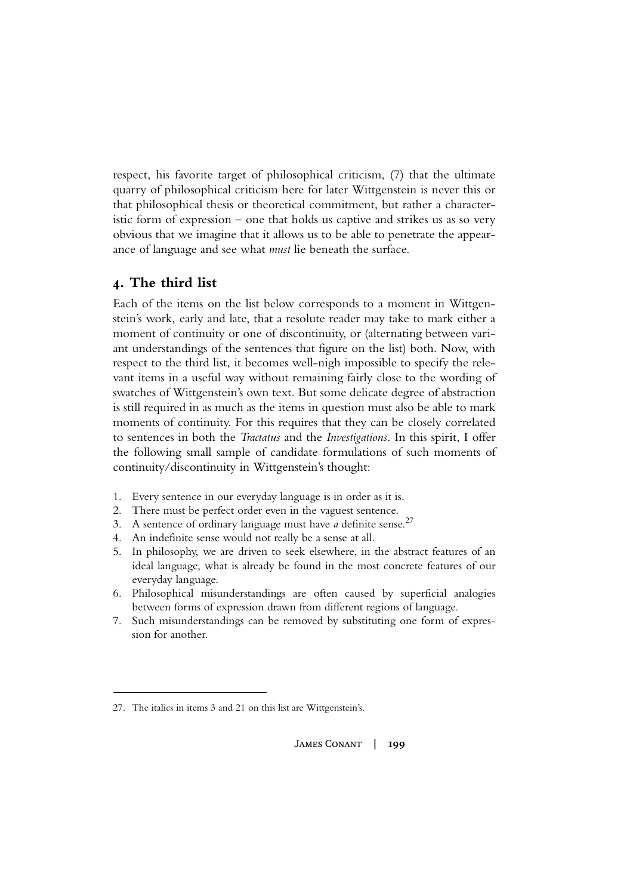respect, his favorite target of philosophical criticism, (7) that the ultimate quarry of philosophical criticism here for later Wittgenstein is never this or that philosophical thesis or theoretical commitment, but rather a characteristic form of expression – one that holds us captive and strikes us as so very obvious that we imagine that it allows us to be able to penetrate the appearance of language and see what *must* lie beneath the surface.

## 4. The third list

Each of the items on the list below corresponds to a moment in Wittgenstein's work, early and late, that a resolute reader may take to mark either a moment of continuity or one of discontinuity, or (alternating between variant understandings of the sentences that figure on the list) both. Now, with respect to the third list, it becomes well-nigh impossible to specify the relevant items in a useful way without remaining fairly close to the wording of swatches of Wittgenstein's own text. But some delicate degree of abstraction is still required in as much as the items in question must also be able to mark moments of continuity. For this requires that they can be closely correlated to sentences in both the *Tractatus* and the *Investigations*. In this spirit, I offer the following small sample of candidate formulations of such moments of continuity/discontinuity in Wittgenstein's thought:

1. Every sentence in our everyday language is in order as it is.
2. There must be perfect order even in the vaguest sentence.
3. A sentence of ordinary language must have *a* definite sense.[27]
4. An indefinite sense would not really be a sense at all.
5. In philosophy, we are driven to seek elsewhere, in the abstract features of an ideal language, what is already be found in the most concrete features of our everyday language.
6. Philosophical misunderstandings are often caused by superficial analogies between forms of expression drawn from different regions of language.
7. Such misunderstandings can be removed by substituting one form of expression for another.

27. The italics in items 3 and 21 on this list are Wittgenstein's.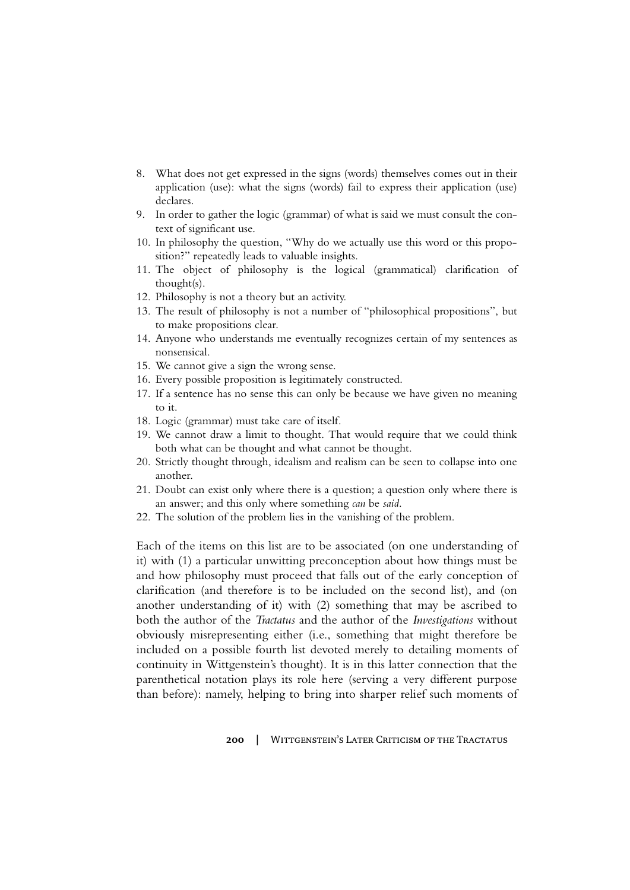8. What does not get expressed in the signs (words) themselves comes out in their application (use): what the signs (words) fail to express their application (use) declares.
9. In order to gather the logic (grammar) of what is said we must consult the context of significant use.
10. In philosophy the question, "Why do we actually use this word or this proposition?" repeatedly leads to valuable insights.
11. The object of philosophy is the logical (grammatical) clarification of thought(s).
12. Philosophy is not a theory but an activity.
13. The result of philosophy is not a number of "philosophical propositions", but to make propositions clear.
14. Anyone who understands me eventually recognizes certain of my sentences as nonsensical.
15. We cannot give a sign the wrong sense.
16. Every possible proposition is legitimately constructed.
17. If a sentence has no sense this can only be because we have given no meaning to it.
18. Logic (grammar) must take care of itself.
19. We cannot draw a limit to thought. That would require that we could think both what can be thought and what cannot be thought.
20. Strictly thought through, idealism and realism can be seen to collapse into one another.
21. Doubt can exist only where there is a question; a question only where there is an answer; and this only where something *can* be *said*.
22. The solution of the problem lies in the vanishing of the problem.

Each of the items on this list are to be associated (on one understanding of it) with (1) a particular unwitting preconception about how things must be and how philosophy must proceed that falls out of the early conception of clarification (and therefore is to be included on the second list), and (on another understanding of it) with (2) something that may be ascribed to both the author of the *Tractatus* and the author of the *Investigations* without obviously misrepresenting either (i.e., something that might therefore be included on a possible fourth list devoted merely to detailing moments of continuity in Wittgenstein's thought). It is in this latter connection that the parenthetical notation plays its role here (serving a very different purpose than before): namely, helping to bring into sharper relief such moments of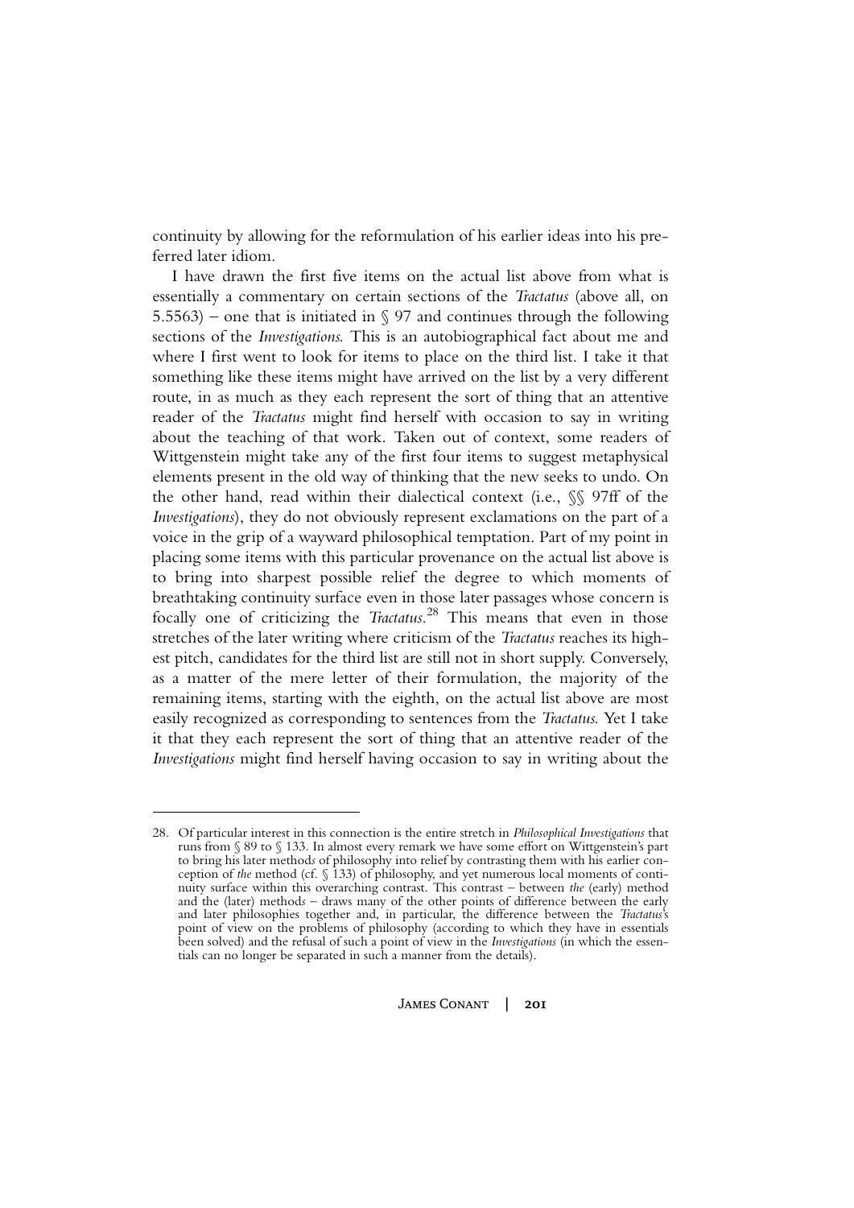continuity by allowing for the reformulation of his earlier ideas into his preferred later idiom.

I have drawn the first five items on the actual list above from what is essentially a commentary on certain sections of the *Tractatus* (above all, on 5.5563) – one that is initiated in § 97 and continues through the following sections of the *Investigations.* This is an autobiographical fact about me and where I first went to look for items to place on the third list. I take it that something like these items might have arrived on the list by a very different route, in as much as they each represent the sort of thing that an attentive reader of the *Tractatus* might find herself with occasion to say in writing about the teaching of that work. Taken out of context, some readers of Wittgenstein might take any of the first four items to suggest metaphysical elements present in the old way of thinking that the new seeks to undo. On the other hand, read within their dialectical context (i.e., §§ 97ff of the *Investigations*), they do not obviously represent exclamations on the part of a voice in the grip of a wayward philosophical temptation. Part of my point in placing some items with this particular provenance on the actual list above is to bring into sharpest possible relief the degree to which moments of breathtaking continuity surface even in those later passages whose concern is focally one of criticizing the *Tractatus*.[28] This means that even in those stretches of the later writing where criticism of the *Tractatus* reaches its highest pitch, candidates for the third list are still not in short supply. Conversely, as a matter of the mere letter of their formulation, the majority of the remaining items, starting with the eighth, on the actual list above are most easily recognized as corresponding to sentences from the *Tractatus.* Yet I take it that they each represent the sort of thing that an attentive reader of the *Investigations* might find herself having occasion to say in writing about the

28. Of particular interest in this connection is the entire stretch in *Philosophical Investigations* that runs from § 89 to § 133. In almost every remark we have some effort on Wittgenstein's part to bring his later method*s* of philosophy into relief by contrasting them with his earlier conception of *the* method (cf. § 133) of philosophy, and yet numerous local moments of continuity surface within this overarching contrast. This contrast – between *the* (early) method and the (later) method*s* – draws many of the other points of difference between the early and later philosophies together and, in particular, the difference between the *Tractatus*'s point of view on the problems of philosophy (according to which they have in essentials been solved) and the refusal of such a point of view in the *Investigations* (in which the essentials can no longer be separated in such a manner from the details).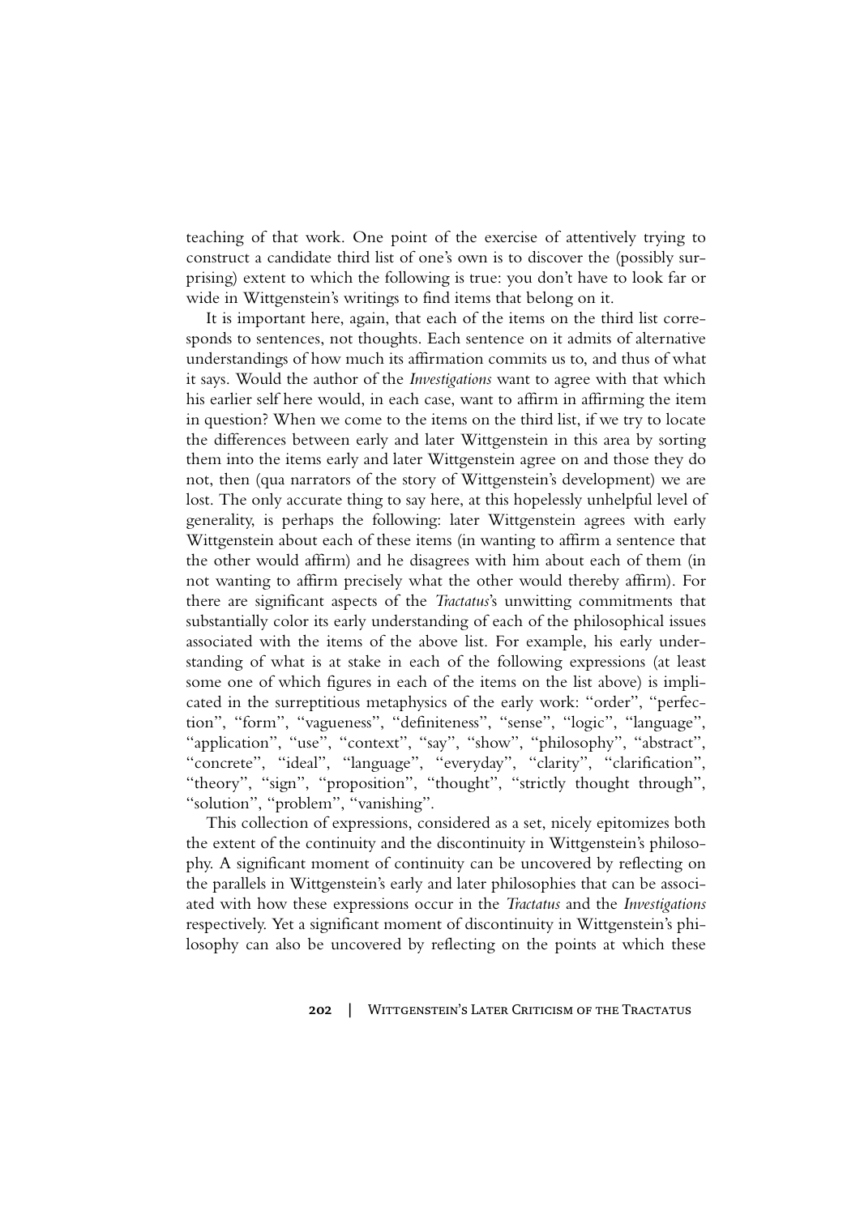teaching of that work. One point of the exercise of attentively trying to construct a candidate third list of one's own is to discover the (possibly surprising) extent to which the following is true: you don't have to look far or wide in Wittgenstein's writings to find items that belong on it.

It is important here, again, that each of the items on the third list corresponds to sentences, not thoughts. Each sentence on it admits of alternative understandings of how much its affirmation commits us to, and thus of what it says. Would the author of the *Investigations* want to agree with that which his earlier self here would, in each case, want to affirm in affirming the item in question? When we come to the items on the third list, if we try to locate the differences between early and later Wittgenstein in this area by sorting them into the items early and later Wittgenstein agree on and those they do not, then (qua narrators of the story of Wittgenstein's development) we are lost. The only accurate thing to say here, at this hopelessly unhelpful level of generality, is perhaps the following: later Wittgenstein agrees with early Wittgenstein about each of these items (in wanting to affirm a sentence that the other would affirm) and he disagrees with him about each of them (in not wanting to affirm precisely what the other would thereby affirm). For there are significant aspects of the *Tractatus*'s unwitting commitments that substantially color its early understanding of each of the philosophical issues associated with the items of the above list. For example, his early understanding of what is at stake in each of the following expressions (at least some one of which figures in each of the items on the list above) is implicated in the surreptitious metaphysics of the early work: "order", "perfection", "form", "vagueness", "definiteness", "sense", "logic", "language", "application", "use", "context", "say", "show", "philosophy", "abstract", "concrete", "ideal", "language", "everyday", "clarity", "clarification", "theory", "sign", "proposition", "thought", "strictly thought through", "solution", "problem", "vanishing".

This collection of expressions, considered as a set, nicely epitomizes both the extent of the continuity and the discontinuity in Wittgenstein's philosophy. A significant moment of continuity can be uncovered by reflecting on the parallels in Wittgenstein's early and later philosophies that can be associated with how these expressions occur in the *Tractatus* and the *Investigations* respectively. Yet a significant moment of discontinuity in Wittgenstein's philosophy can also be uncovered by reflecting on the points at which these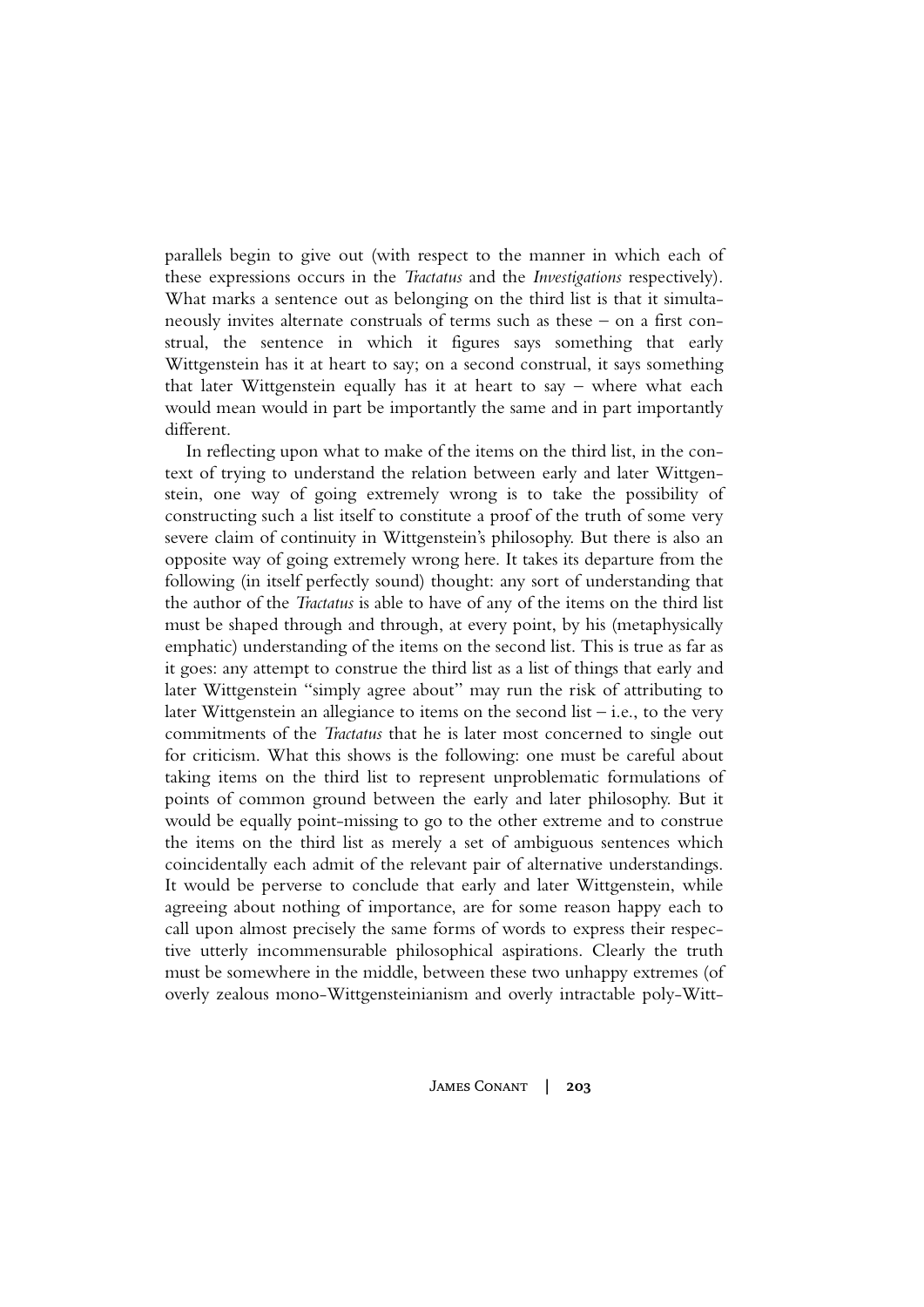parallels begin to give out (with respect to the manner in which each of these expressions occurs in the *Tractatus* and the *Investigations* respectively). What marks a sentence out as belonging on the third list is that it simultaneously invites alternate construals of terms such as these – on a first construal, the sentence in which it figures says something that early Wittgenstein has it at heart to say; on a second construal, it says something that later Wittgenstein equally has it at heart to say – where what each would mean would in part be importantly the same and in part importantly different.

In reflecting upon what to make of the items on the third list, in the context of trying to understand the relation between early and later Wittgenstein, one way of going extremely wrong is to take the possibility of constructing such a list itself to constitute a proof of the truth of some very severe claim of continuity in Wittgenstein's philosophy. But there is also an opposite way of going extremely wrong here. It takes its departure from the following (in itself perfectly sound) thought: any sort of understanding that the author of the *Tractatus* is able to have of any of the items on the third list must be shaped through and through, at every point, by his (metaphysically emphatic) understanding of the items on the second list. This is true as far as it goes: any attempt to construe the third list as a list of things that early and later Wittgenstein "simply agree about" may run the risk of attributing to later Wittgenstein an allegiance to items on the second list – i.e., to the very commitments of the *Tractatus* that he is later most concerned to single out for criticism. What this shows is the following: one must be careful about taking items on the third list to represent unproblematic formulations of points of common ground between the early and later philosophy. But it would be equally point-missing to go to the other extreme and to construe the items on the third list as merely a set of ambiguous sentences which coincidentally each admit of the relevant pair of alternative understandings. It would be perverse to conclude that early and later Wittgenstein, while agreeing about nothing of importance, are for some reason happy each to call upon almost precisely the same forms of words to express their respective utterly incommensurable philosophical aspirations. Clearly the truth must be somewhere in the middle, between these two unhappy extremes (of overly zealous mono-Wittgensteinianism and overly intractable poly-Witt-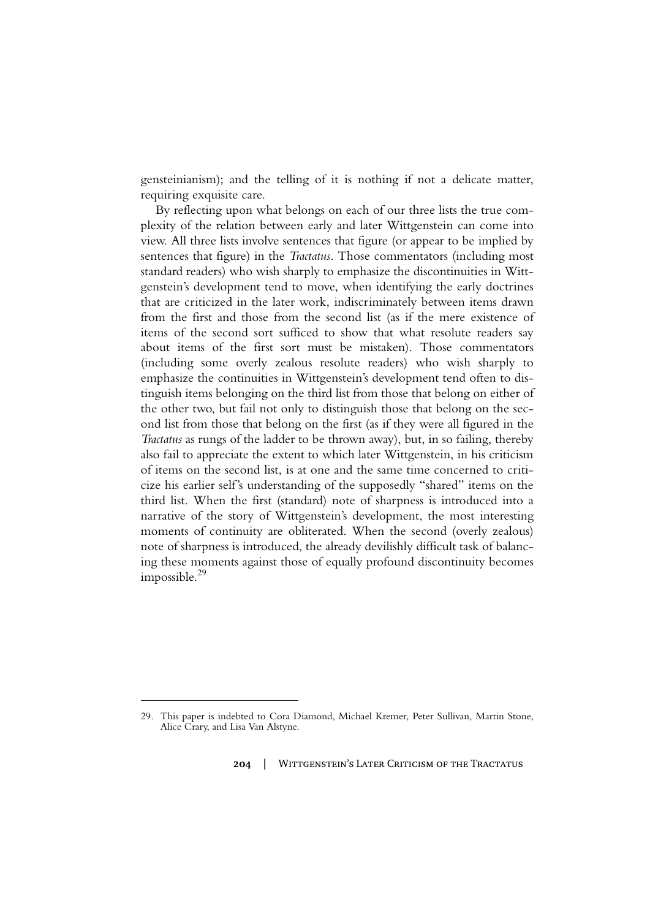gensteinianism); and the telling of it is nothing if not a delicate matter, requiring exquisite care.

By reflecting upon what belongs on each of our three lists the true complexity of the relation between early and later Wittgenstein can come into view. All three lists involve sentences that figure (or appear to be implied by sentences that figure) in the *Tractatus*. Those commentators (including most standard readers) who wish sharply to emphasize the discontinuities in Wittgenstein's development tend to move, when identifying the early doctrines that are criticized in the later work, indiscriminately between items drawn from the first and those from the second list (as if the mere existence of items of the second sort sufficed to show that what resolute readers say about items of the first sort must be mistaken). Those commentators (including some overly zealous resolute readers) who wish sharply to emphasize the continuities in Wittgenstein's development tend often to distinguish items belonging on the third list from those that belong on either of the other two, but fail not only to distinguish those that belong on the second list from those that belong on the first (as if they were all figured in the *Tractatus* as rungs of the ladder to be thrown away), but, in so failing, thereby also fail to appreciate the extent to which later Wittgenstein, in his criticism of items on the second list, is at one and the same time concerned to criticize his earlier self's understanding of the supposedly "shared" items on the third list. When the first (standard) note of sharpness is introduced into a narrative of the story of Wittgenstein's development, the most interesting moments of continuity are obliterated. When the second (overly zealous) note of sharpness is introduced, the already devilishly difficult task of balancing these moments against those of equally profound discontinuity becomes impossible.[29]

29. This paper is indebted to Cora Diamond, Michael Kremer, Peter Sullivan, Martin Stone, Alice Crary, and Lisa Van Alstyne.